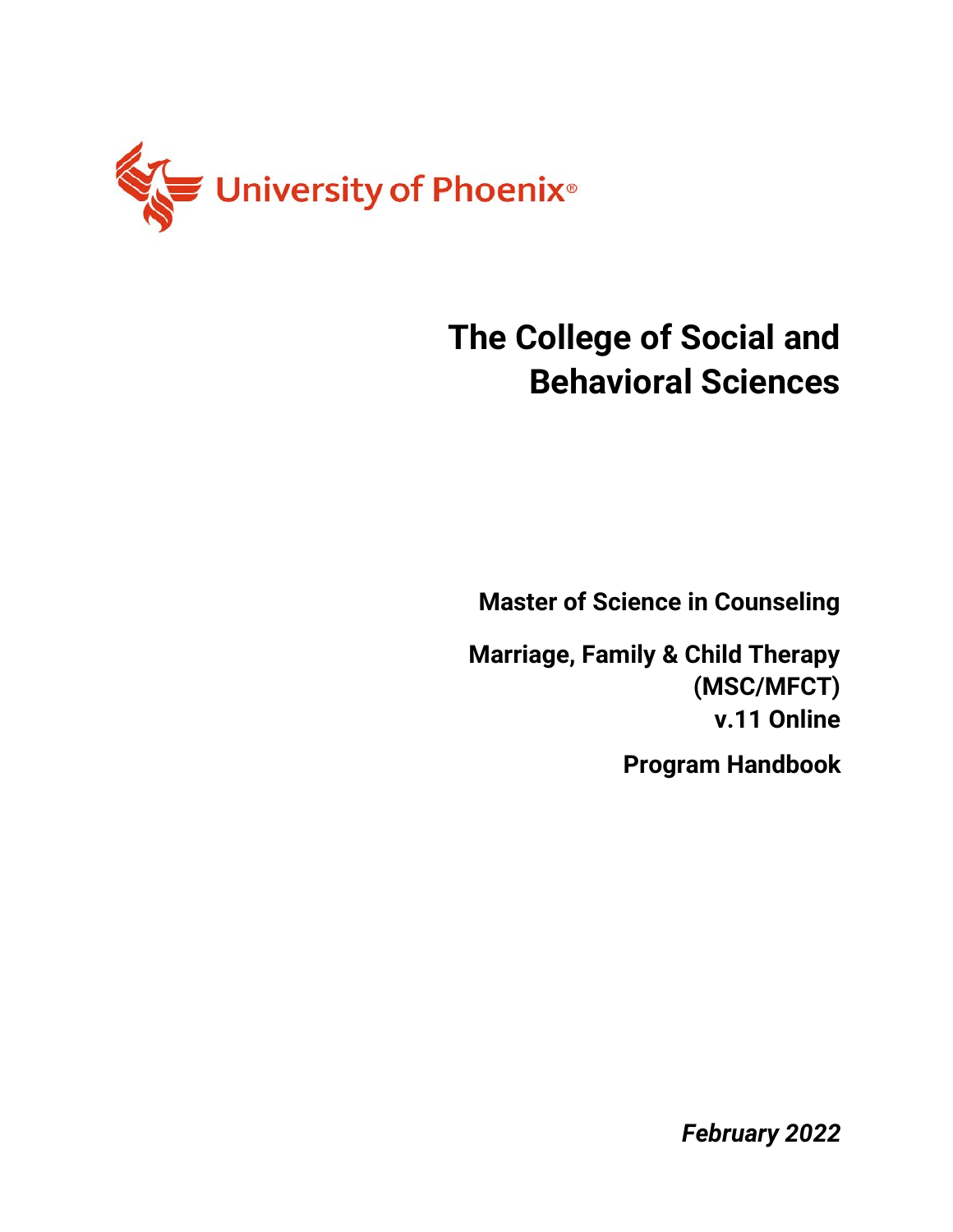University of Phoenix®

# The College of Social and Behavioral Sciences

**Master of Science in Counseling**

**Marriage, Family & Child Therapy (MSC/MFCT) v.11 Online**

**Program Handbook**

***February 2022***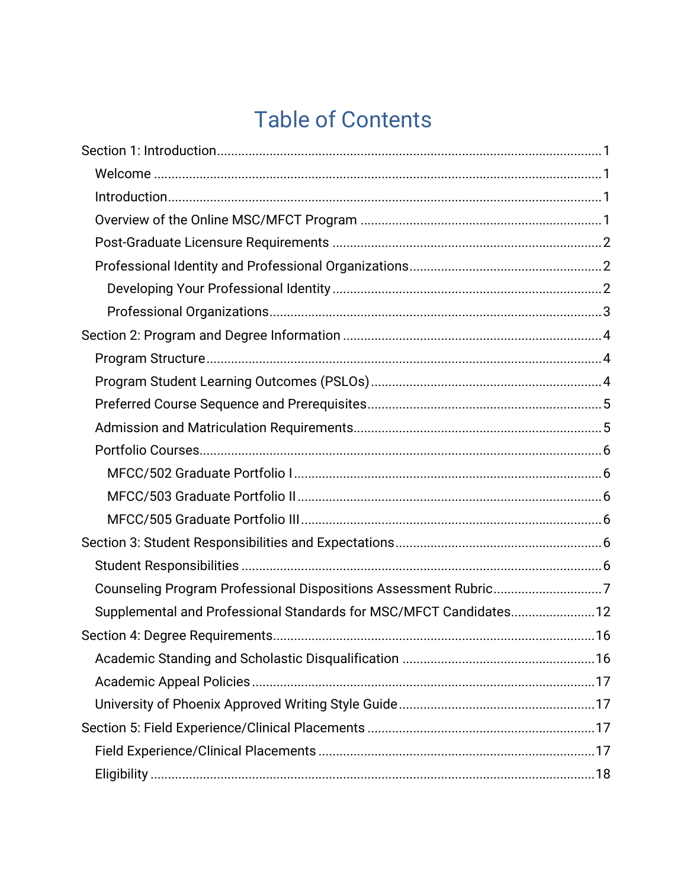# Table of Contents

- Section 1: Introduction .... 1
  - Welcome .... 1
  - Introduction .... 1
  - Overview of the Online MSC/MFCT Program .... 1
  - Post-Graduate Licensure Requirements .... 2
  - Professional Identity and Professional Organizations .... 2
    - Developing Your Professional Identity .... 2
    - Professional Organizations .... 3
- Section 2: Program and Degree Information .... 4
  - Program Structure .... 4
  - Program Student Learning Outcomes (PSLOs) .... 4
  - Preferred Course Sequence and Prerequisites .... 5
  - Admission and Matriculation Requirements .... 5
  - Portfolio Courses .... 6
    - MFCC/502 Graduate Portfolio I .... 6
    - MFCC/503 Graduate Portfolio II .... 6
    - MFCC/505 Graduate Portfolio III .... 6
- Section 3: Student Responsibilities and Expectations .... 6
  - Student Responsibilities .... 6
  - Counseling Program Professional Dispositions Assessment Rubric .... 7
  - Supplemental and Professional Standards for MSC/MFCT Candidates .... 12
- Section 4: Degree Requirements .... 16
  - Academic Standing and Scholastic Disqualification .... 16
  - Academic Appeal Policies .... 17
  - University of Phoenix Approved Writing Style Guide .... 17
- Section 5: Field Experience/Clinical Placements .... 17
  - Field Experience/Clinical Placements .... 17
  - Eligibility .... 18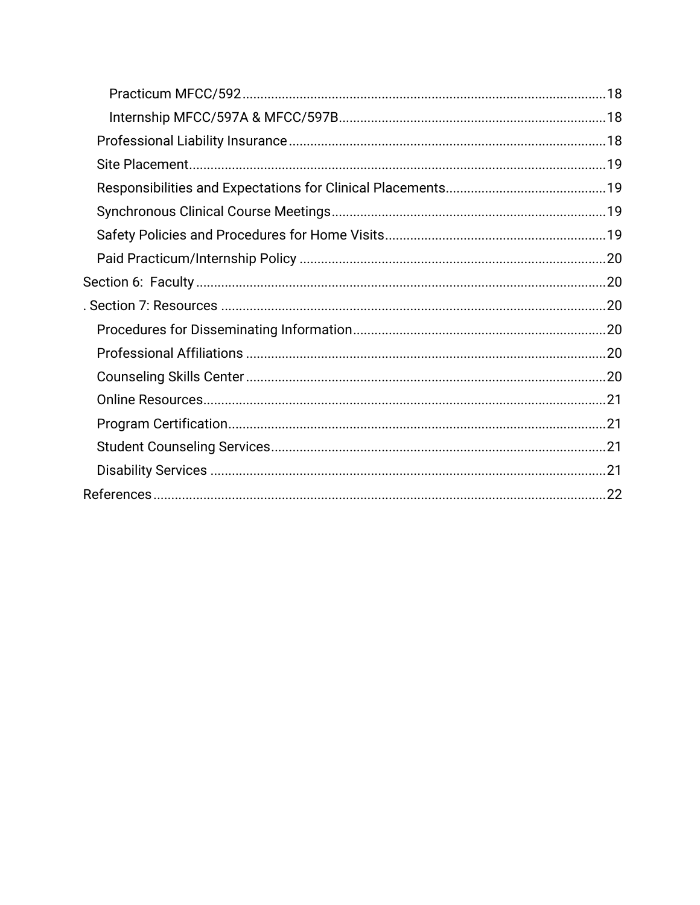Practicum MFCC/592 .......... 18

Internship MFCC/597A & MFCC/597B .......... 18

Professional Liability Insurance .......... 18

Site Placement .......... 19

Responsibilities and Expectations for Clinical Placements .......... 19

Synchronous Clinical Course Meetings .......... 19

Safety Policies and Procedures for Home Visits .......... 19

Paid Practicum/Internship Policy .......... 20

Section 6: Faculty .......... 20

. Section 7: Resources .......... 20

Procedures for Disseminating Information .......... 20

Professional Affiliations .......... 20

Counseling Skills Center .......... 20

Online Resources .......... 21

Program Certification .......... 21

Student Counseling Services .......... 21

Disability Services .......... 21

References .......... 22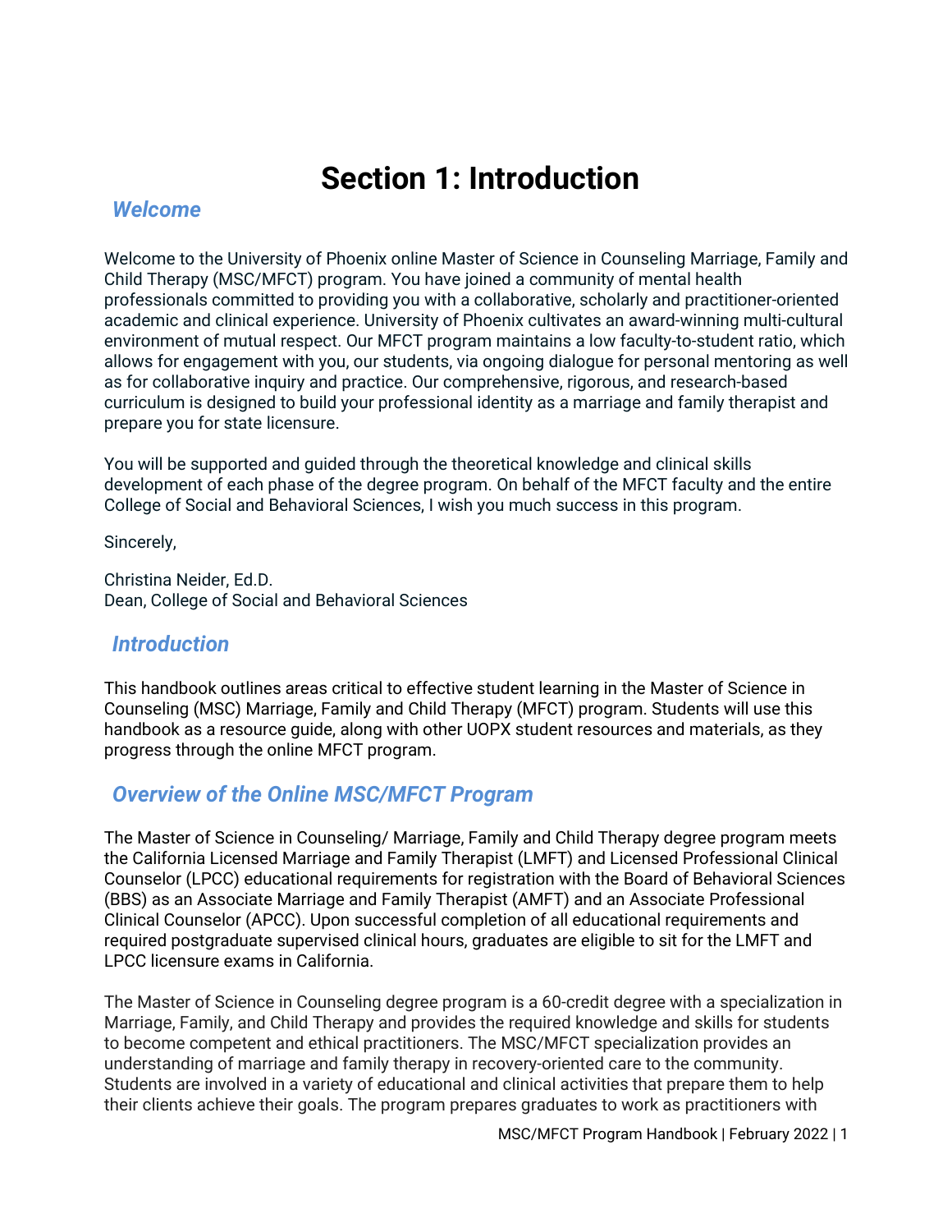# Section 1: Introduction

## *Welcome*

Welcome to the University of Phoenix online Master of Science in Counseling Marriage, Family and Child Therapy (MSC/MFCT) program. You have joined a community of mental health professionals committed to providing you with a collaborative, scholarly and practitioner-oriented academic and clinical experience. University of Phoenix cultivates an award-winning multi-cultural environment of mutual respect. Our MFCT program maintains a low faculty-to-student ratio, which allows for engagement with you, our students, via ongoing dialogue for personal mentoring as well as for collaborative inquiry and practice. Our comprehensive, rigorous, and research-based curriculum is designed to build your professional identity as a marriage and family therapist and prepare you for state licensure.

You will be supported and guided through the theoretical knowledge and clinical skills development of each phase of the degree program. On behalf of the MFCT faculty and the entire College of Social and Behavioral Sciences, I wish you much success in this program.

Sincerely,

Christina Neider, Ed.D.
Dean, College of Social and Behavioral Sciences

## *Introduction*

This handbook outlines areas critical to effective student learning in the Master of Science in Counseling (MSC) Marriage, Family and Child Therapy (MFCT) program. Students will use this handbook as a resource guide, along with other UOPX student resources and materials, as they progress through the online MFCT program.

## *Overview of the Online MSC/MFCT Program*

The Master of Science in Counseling/ Marriage, Family and Child Therapy degree program meets the California Licensed Marriage and Family Therapist (LMFT) and Licensed Professional Clinical Counselor (LPCC) educational requirements for registration with the Board of Behavioral Sciences (BBS) as an Associate Marriage and Family Therapist (AMFT) and an Associate Professional Clinical Counselor (APCC). Upon successful completion of all educational requirements and required postgraduate supervised clinical hours, graduates are eligible to sit for the LMFT and LPCC licensure exams in California.

The Master of Science in Counseling degree program is a 60-credit degree with a specialization in Marriage, Family, and Child Therapy and provides the required knowledge and skills for students to become competent and ethical practitioners. The MSC/MFCT specialization provides an understanding of marriage and family therapy in recovery-oriented care to the community. Students are involved in a variety of educational and clinical activities that prepare them to help their clients achieve their goals. The program prepares graduates to work as practitioners with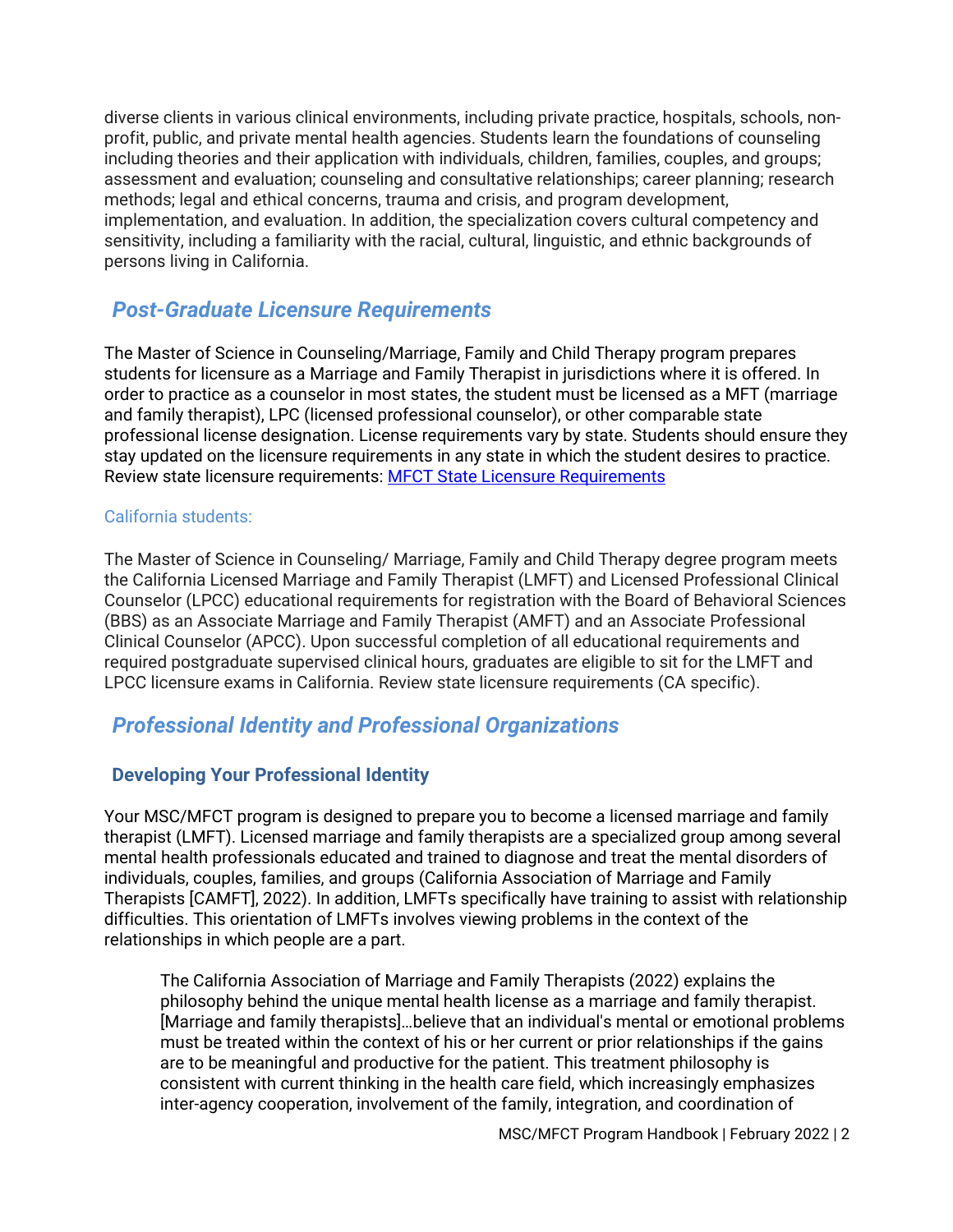diverse clients in various clinical environments, including private practice, hospitals, schools, non-profit, public, and private mental health agencies. Students learn the foundations of counseling including theories and their application with individuals, children, families, couples, and groups; assessment and evaluation; counseling and consultative relationships; career planning; research methods; legal and ethical concerns, trauma and crisis, and program development, implementation, and evaluation. In addition, the specialization covers cultural competency and sensitivity, including a familiarity with the racial, cultural, linguistic, and ethnic backgrounds of persons living in California.

## *Post-Graduate Licensure Requirements*

The Master of Science in Counseling/Marriage, Family and Child Therapy program prepares students for licensure as a Marriage and Family Therapist in jurisdictions where it is offered. In order to practice as a counselor in most states, the student must be licensed as a MFT (marriage and family therapist), LPC (licensed professional counselor), or other comparable state professional license designation. License requirements vary by state. Students should ensure they stay updated on the licensure requirements in any state in which the student desires to practice. Review state licensure requirements: [MFCT State Licensure Requirements]()

#### California students:

The Master of Science in Counseling/ Marriage, Family and Child Therapy degree program meets the California Licensed Marriage and Family Therapist (LMFT) and Licensed Professional Clinical Counselor (LPCC) educational requirements for registration with the Board of Behavioral Sciences (BBS) as an Associate Marriage and Family Therapist (AMFT) and an Associate Professional Clinical Counselor (APCC). Upon successful completion of all educational requirements and required postgraduate supervised clinical hours, graduates are eligible to sit for the LMFT and LPCC licensure exams in California. Review state licensure requirements (CA specific).

## *Professional Identity and Professional Organizations*

### Developing Your Professional Identity

Your MSC/MFCT program is designed to prepare you to become a licensed marriage and family therapist (LMFT). Licensed marriage and family therapists are a specialized group among several mental health professionals educated and trained to diagnose and treat the mental disorders of individuals, couples, families, and groups (California Association of Marriage and Family Therapists [CAMFT], 2022). In addition, LMFTs specifically have training to assist with relationship difficulties. This orientation of LMFTs involves viewing problems in the context of the relationships in which people are a part.

> The California Association of Marriage and Family Therapists (2022) explains the philosophy behind the unique mental health license as a marriage and family therapist. [Marriage and family therapists]…believe that an individual's mental or emotional problems must be treated within the context of his or her current or prior relationships if the gains are to be meaningful and productive for the patient. This treatment philosophy is consistent with current thinking in the health care field, which increasingly emphasizes inter-agency cooperation, involvement of the family, integration, and coordination of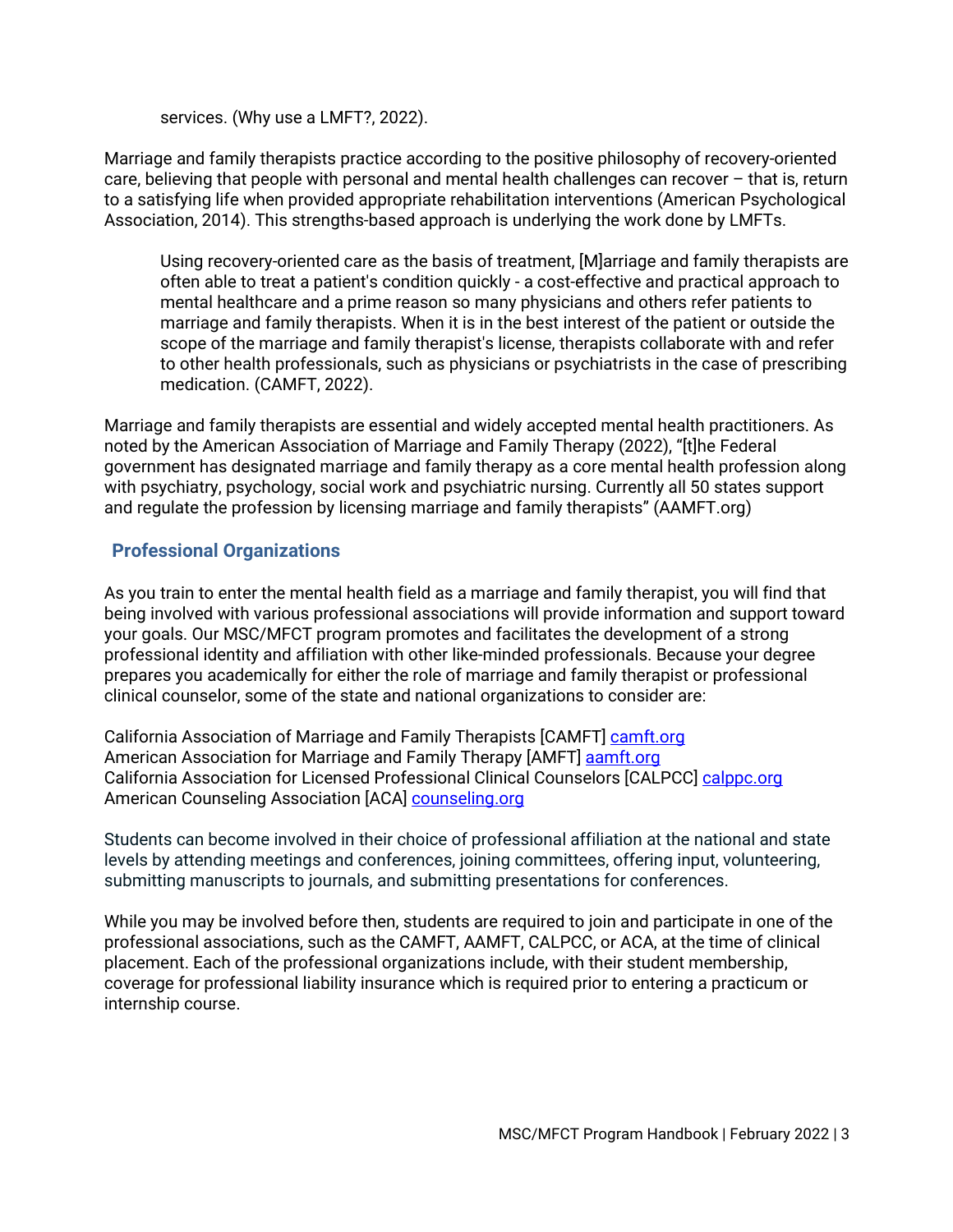services. (Why use a LMFT?, 2022).

Marriage and family therapists practice according to the positive philosophy of recovery-oriented care, believing that people with personal and mental health challenges can recover – that is, return to a satisfying life when provided appropriate rehabilitation interventions (American Psychological Association, 2014). This strengths-based approach is underlying the work done by LMFTs.

> Using recovery-oriented care as the basis of treatment, [M]arriage and family therapists are often able to treat a patient's condition quickly - a cost-effective and practical approach to mental healthcare and a prime reason so many physicians and others refer patients to marriage and family therapists. When it is in the best interest of the patient or outside the scope of the marriage and family therapist's license, therapists collaborate with and refer to other health professionals, such as physicians or psychiatrists in the case of prescribing medication. (CAMFT, 2022).

Marriage and family therapists are essential and widely accepted mental health practitioners. As noted by the American Association of Marriage and Family Therapy (2022), "[t]he Federal government has designated marriage and family therapy as a core mental health profession along with psychiatry, psychology, social work and psychiatric nursing. Currently all 50 states support and regulate the profession by licensing marriage and family therapists" (AAMFT.org)

## Professional Organizations

As you train to enter the mental health field as a marriage and family therapist, you will find that being involved with various professional associations will provide information and support toward your goals. Our MSC/MFCT program promotes and facilitates the development of a strong professional identity and affiliation with other like-minded professionals. Because your degree prepares you academically for either the role of marriage and family therapist or professional clinical counselor, some of the state and national organizations to consider are:

California Association of Marriage and Family Therapists [CAMFT] camft.org
American Association for Marriage and Family Therapy [AMFT] aamft.org
California Association for Licensed Professional Clinical Counselors [CALPCC] calppc.org
American Counseling Association [ACA] counseling.org

Students can become involved in their choice of professional affiliation at the national and state levels by attending meetings and conferences, joining committees, offering input, volunteering, submitting manuscripts to journals, and submitting presentations for conferences.

While you may be involved before then, students are required to join and participate in one of the professional associations, such as the CAMFT, AAMFT, CALPCC, or ACA, at the time of clinical placement. Each of the professional organizations include, with their student membership, coverage for professional liability insurance which is required prior to entering a practicum or internship course.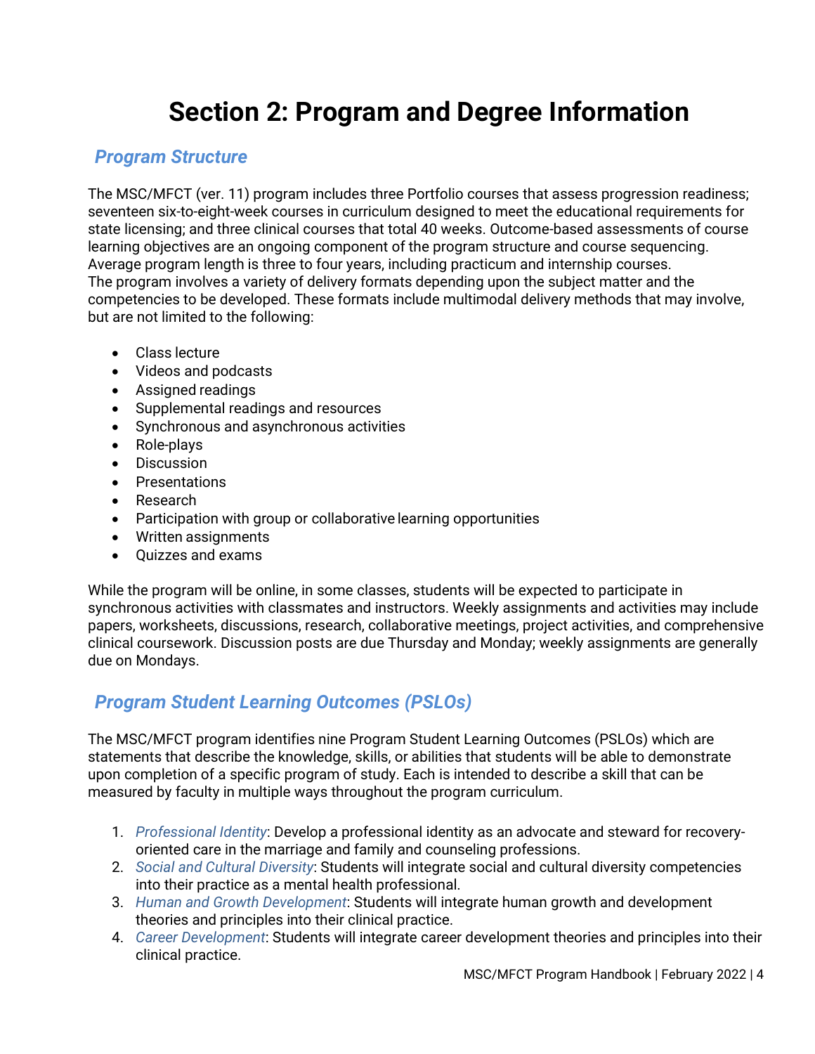# Section 2: Program and Degree Information

## *Program Structure*

The MSC/MFCT (ver. 11) program includes three Portfolio courses that assess progression readiness; seventeen six-to-eight-week courses in curriculum designed to meet the educational requirements for state licensing; and three clinical courses that total 40 weeks. Outcome-based assessments of course learning objectives are an ongoing component of the program structure and course sequencing. Average program length is three to four years, including practicum and internship courses.
The program involves a variety of delivery formats depending upon the subject matter and the competencies to be developed. These formats include multimodal delivery methods that may involve, but are not limited to the following:

- Class lecture
- Videos and podcasts
- Assigned readings
- Supplemental readings and resources
- Synchronous and asynchronous activities
- Role-plays
- Discussion
- Presentations
- Research
- Participation with group or collaborative learning opportunities
- Written assignments
- Quizzes and exams

While the program will be online, in some classes, students will be expected to participate in synchronous activities with classmates and instructors. Weekly assignments and activities may include papers, worksheets, discussions, research, collaborative meetings, project activities, and comprehensive clinical coursework. Discussion posts are due Thursday and Monday; weekly assignments are generally due on Mondays.

## *Program Student Learning Outcomes (PSLOs)*

The MSC/MFCT program identifies nine Program Student Learning Outcomes (PSLOs) which are statements that describe the knowledge, skills, or abilities that students will be able to demonstrate upon completion of a specific program of study. Each is intended to describe a skill that can be measured by faculty in multiple ways throughout the program curriculum.

1. *Professional Identity*: Develop a professional identity as an advocate and steward for recovery-oriented care in the marriage and family and counseling professions.
2. *Social and Cultural Diversity*: Students will integrate social and cultural diversity competencies into their practice as a mental health professional.
3. *Human and Growth Development*: Students will integrate human growth and development theories and principles into their clinical practice.
4. *Career Development*: Students will integrate career development theories and principles into their clinical practice.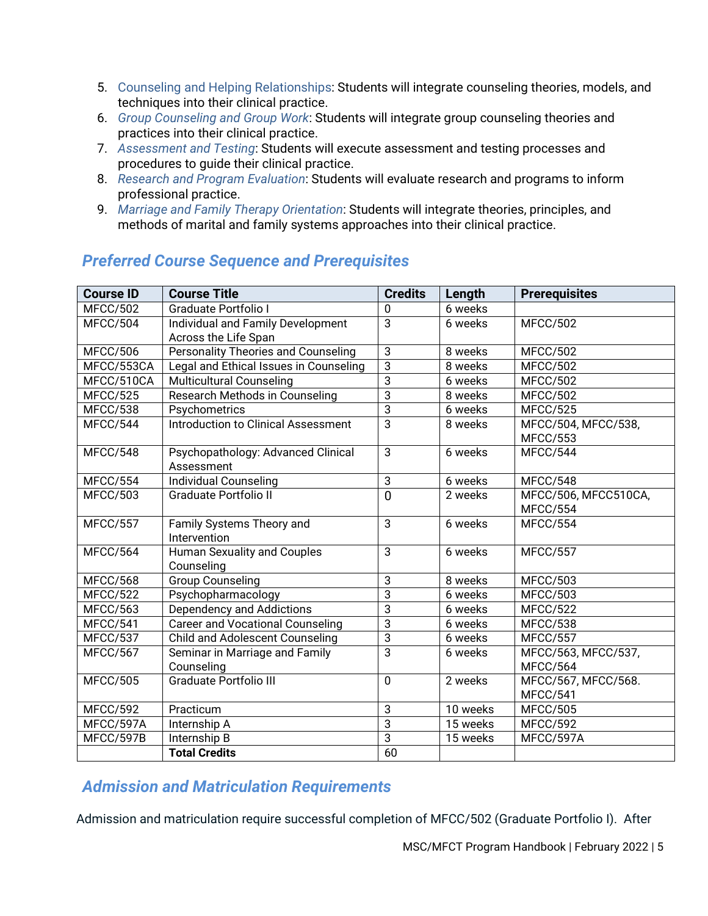5. Counseling and Helping Relationships: Students will integrate counseling theories, models, and techniques into their clinical practice.
6. *Group Counseling and Group Work*: Students will integrate group counseling theories and practices into their clinical practice.
7. *Assessment and Testing*: Students will execute assessment and testing processes and procedures to guide their clinical practice.
8. *Research and Program Evaluation*: Students will evaluate research and programs to inform professional practice.
9. *Marriage and Family Therapy Orientation*: Students will integrate theories, principles, and methods of marital and family systems approaches into their clinical practice.

## *Preferred Course Sequence and Prerequisites*

| Course ID | Course Title | Credits | Length | Prerequisites |
|---|---|---|---|---|
| MFCC/502 | Graduate Portfolio I | 0 | 6 weeks | |
| MFCC/504 | Individual and Family Development Across the Life Span | 3 | 6 weeks | MFCC/502 |
| MFCC/506 | Personality Theories and Counseling | 3 | 8 weeks | MFCC/502 |
| MFCC/553CA | Legal and Ethical Issues in Counseling | 3 | 8 weeks | MFCC/502 |
| MFCC/510CA | Multicultural Counseling | 3 | 6 weeks | MFCC/502 |
| MFCC/525 | Research Methods in Counseling | 3 | 8 weeks | MFCC/502 |
| MFCC/538 | Psychometrics | 3 | 6 weeks | MFCC/525 |
| MFCC/544 | Introduction to Clinical Assessment | 3 | 8 weeks | MFCC/504, MFCC/538, MFCC/553 |
| MFCC/548 | Psychopathology: Advanced Clinical Assessment | 3 | 6 weeks | MFCC/544 |
| MFCC/554 | Individual Counseling | 3 | 6 weeks | MFCC/548 |
| MFCC/503 | Graduate Portfolio II | 0 | 2 weeks | MFCC/506, MFCC510CA, MFCC/554 |
| MFCC/557 | Family Systems Theory and Intervention | 3 | 6 weeks | MFCC/554 |
| MFCC/564 | Human Sexuality and Couples Counseling | 3 | 6 weeks | MFCC/557 |
| MFCC/568 | Group Counseling | 3 | 8 weeks | MFCC/503 |
| MFCC/522 | Psychopharmacology | 3 | 6 weeks | MFCC/503 |
| MFCC/563 | Dependency and Addictions | 3 | 6 weeks | MFCC/522 |
| MFCC/541 | Career and Vocational Counseling | 3 | 6 weeks | MFCC/538 |
| MFCC/537 | Child and Adolescent Counseling | 3 | 6 weeks | MFCC/557 |
| MFCC/567 | Seminar in Marriage and Family Counseling | 3 | 6 weeks | MFCC/563, MFCC/537, MFCC/564 |
| MFCC/505 | Graduate Portfolio III | 0 | 2 weeks | MFCC/567, MFCC/568. MFCC/541 |
| MFCC/592 | Practicum | 3 | 10 weeks | MFCC/505 |
| MFCC/597A | Internship A | 3 | 15 weeks | MFCC/592 |
| MFCC/597B | Internship B | 3 | 15 weeks | MFCC/597A |
| | **Total Credits** | 60 | | |

## *Admission and Matriculation Requirements*

Admission and matriculation require successful completion of MFCC/502 (Graduate Portfolio I). After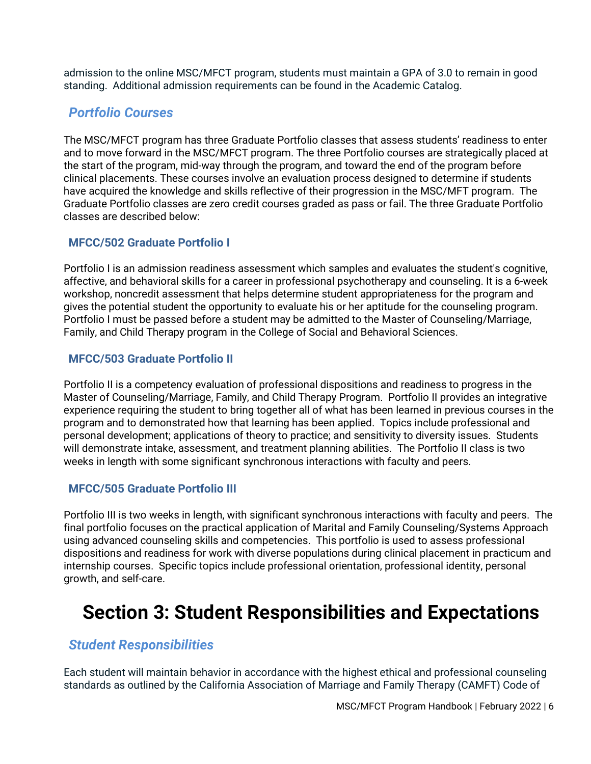admission to the online MSC/MFCT program, students must maintain a GPA of 3.0 to remain in good standing. Additional admission requirements can be found in the Academic Catalog.

## *Portfolio Courses*

The MSC/MFCT program has three Graduate Portfolio classes that assess students' readiness to enter and to move forward in the MSC/MFCT program. The three Portfolio courses are strategically placed at the start of the program, mid-way through the program, and toward the end of the program before clinical placements. These courses involve an evaluation process designed to determine if students have acquired the knowledge and skills reflective of their progression in the MSC/MFT program. The Graduate Portfolio classes are zero credit courses graded as pass or fail. The three Graduate Portfolio classes are described below:

### MFCC/502 Graduate Portfolio I

Portfolio I is an admission readiness assessment which samples and evaluates the student's cognitive, affective, and behavioral skills for a career in professional psychotherapy and counseling. It is a 6-week workshop, noncredit assessment that helps determine student appropriateness for the program and gives the potential student the opportunity to evaluate his or her aptitude for the counseling program. Portfolio I must be passed before a student may be admitted to the Master of Counseling/Marriage, Family, and Child Therapy program in the College of Social and Behavioral Sciences.

### MFCC/503 Graduate Portfolio II

Portfolio II is a competency evaluation of professional dispositions and readiness to progress in the Master of Counseling/Marriage, Family, and Child Therapy Program. Portfolio II provides an integrative experience requiring the student to bring together all of what has been learned in previous courses in the program and to demonstrated how that learning has been applied. Topics include professional and personal development; applications of theory to practice; and sensitivity to diversity issues. Students will demonstrate intake, assessment, and treatment planning abilities. The Portfolio II class is two weeks in length with some significant synchronous interactions with faculty and peers.

### MFCC/505 Graduate Portfolio III

Portfolio III is two weeks in length, with significant synchronous interactions with faculty and peers. The final portfolio focuses on the practical application of Marital and Family Counseling/Systems Approach using advanced counseling skills and competencies. This portfolio is used to assess professional dispositions and readiness for work with diverse populations during clinical placement in practicum and internship courses. Specific topics include professional orientation, professional identity, personal growth, and self-care.

# Section 3: Student Responsibilities and Expectations

## *Student Responsibilities*

Each student will maintain behavior in accordance with the highest ethical and professional counseling standards as outlined by the California Association of Marriage and Family Therapy (CAMFT) Code of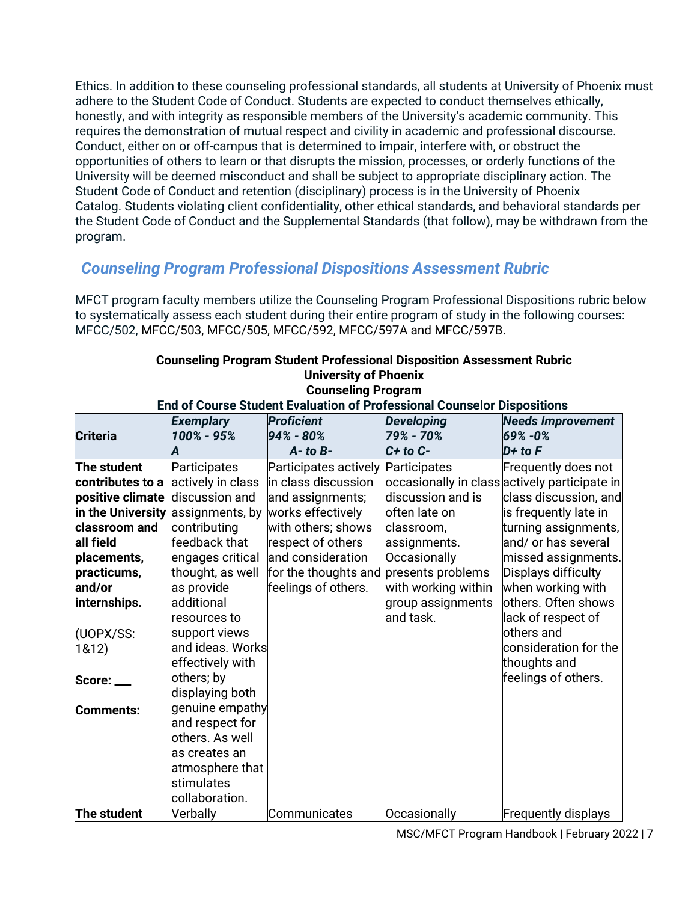Ethics. In addition to these counseling professional standards, all students at University of Phoenix must adhere to the Student Code of Conduct. Students are expected to conduct themselves ethically, honestly, and with integrity as responsible members of the University's academic community. This requires the demonstration of mutual respect and civility in academic and professional discourse. Conduct, either on or off-campus that is determined to impair, interfere with, or obstruct the opportunities of others to learn or that disrupts the mission, processes, or orderly functions of the University will be deemed misconduct and shall be subject to appropriate disciplinary action. The Student Code of Conduct and retention (disciplinary) process is in the University of Phoenix Catalog. Students violating client confidentiality, other ethical standards, and behavioral standards per the Student Code of Conduct and the Supplemental Standards (that follow), may be withdrawn from the program.

## *Counseling Program Professional Dispositions Assessment Rubric*

MFCT program faculty members utilize the Counseling Program Professional Dispositions rubric below to systematically assess each student during their entire program of study in the following courses: MFCC/502, MFCC/503, MFCC/505, MFCC/592, MFCC/597A and MFCC/597B.

**Counseling Program Student Professional Disposition Assessment Rubric**
**University of Phoenix**
**Counseling Program**
**End of Course Student Evaluation of Professional Counselor Dispositions**

| **Criteria** | ***Exemplary*** *100% - 95%* ***A*** | ***Proficient*** *94% - 80%* ***A- to B-*** | ***Developing*** *79% - 70%* ***C+ to C-*** | ***Needs Improvement*** *69% -0%* ***D+ to F*** |
|---|---|---|---|---|
| **The student contributes to a positive climate in the University classroom and all field placements, practicums, and/or internships.** (UOPX/SS: 1&12) **Score: ___** **Comments:** | Participates actively in class discussion and assignments, by contributing feedback that engages critical thought, as well as provide additional resources to support views and ideas. Works effectively with others; by displaying both genuine empathy and respect for others. As well as creates an atmosphere that stimulates collaboration. | Participates actively in class discussion and assignments; works effectively with others; shows respect of others and consideration for the thoughts and feelings of others. | Participates occasionally in class discussion and is often late on classroom, assignments. Occasionally presents problems with working within group assignments and task. | Frequently does not actively participate in class discussion, and is frequently late in turning assignments, and/ or has several missed assignments. Displays difficulty when working with others. Often shows lack of respect of others and consideration for the thoughts and feelings of others. |
| **The student** | Verbally | Communicates | Occasionally | Frequently displays |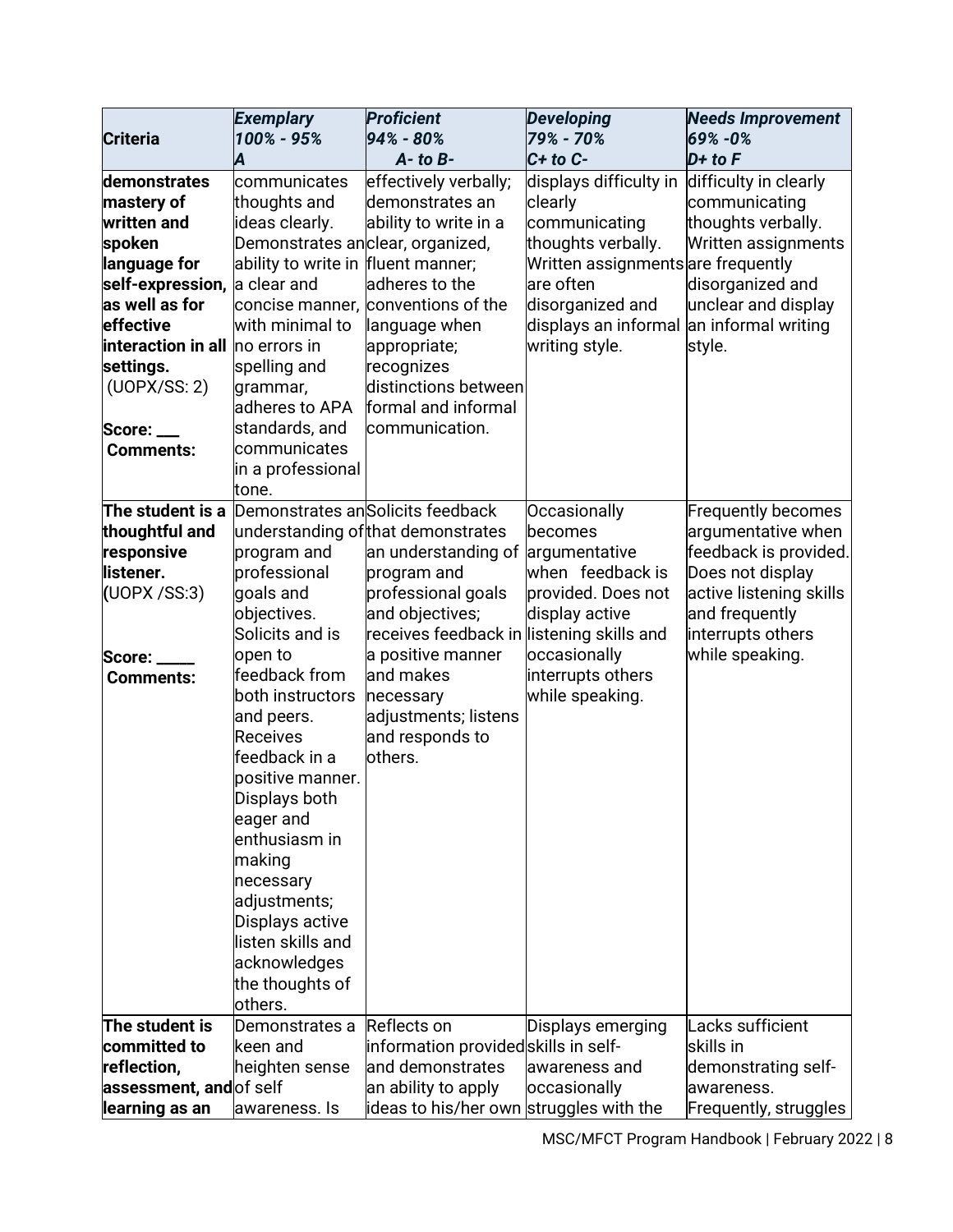| **Criteria** | ***Exemplary 100% - 95% A*** | ***Proficient 94% - 80% A- to B-*** | ***Developing 79% - 70% C+ to C-*** | ***Needs Improvement 69% -0% D+ to F*** |
|---|---|---|---|---|
| **demonstrates mastery of written and spoken language for self-expression, as well as for effective interaction in all settings.** (UOPX/SS: 2) **Score: \_\_\_** **Comments:** | communicates thoughts and ideas clearly. Demonstrates an ability to write in a clear and concise manner, with minimal to no errors in spelling and grammar, adheres to APA standards, and communicates in a professional tone. | effectively verbally; demonstrates an ability to write in a clear, organized, fluent manner; adheres to the conventions of the language when appropriate; recognizes distinctions between formal and informal communication. | displays difficulty in clearly communicating thoughts verbally. Written assignments are often disorganized and displays an informal writing style. | difficulty in clearly communicating thoughts verbally. Written assignments are frequently disorganized and unclear and display an informal writing style. |
| **The student is a thoughtful and responsive listener.** (UOPX /SS:3) **Score: \_\_\_\_\_** **Comments:** | Demonstrates an understanding of program and professional goals and objectives. Solicits and is open to feedback from both instructors and peers. Receives feedback in a positive manner. Displays both eager and enthusiasm in making necessary adjustments; Displays active listen skills and acknowledges the thoughts of others. | Solicits feedback that demonstrates an understanding of program and professional goals and objectives; receives feedback in a positive manner and makes necessary adjustments; listens and responds to others. | Occasionally becomes argumentative when feedback is provided. Does not display active listening skills and occasionally interrupts others while speaking. | Frequently becomes argumentative when feedback is provided. Does not display active listening skills and frequently interrupts others while speaking. |
| **The student is committed to reflection, assessment, and learning as an** | Demonstrates a keen and heighten sense of self awareness. Is | Reflects on information provided and demonstrates an ability to apply ideas to his/her own | Displays emerging skills in self-awareness and occasionally struggles with the | Lacks sufficient skills in demonstrating self-awareness. Frequently, struggles |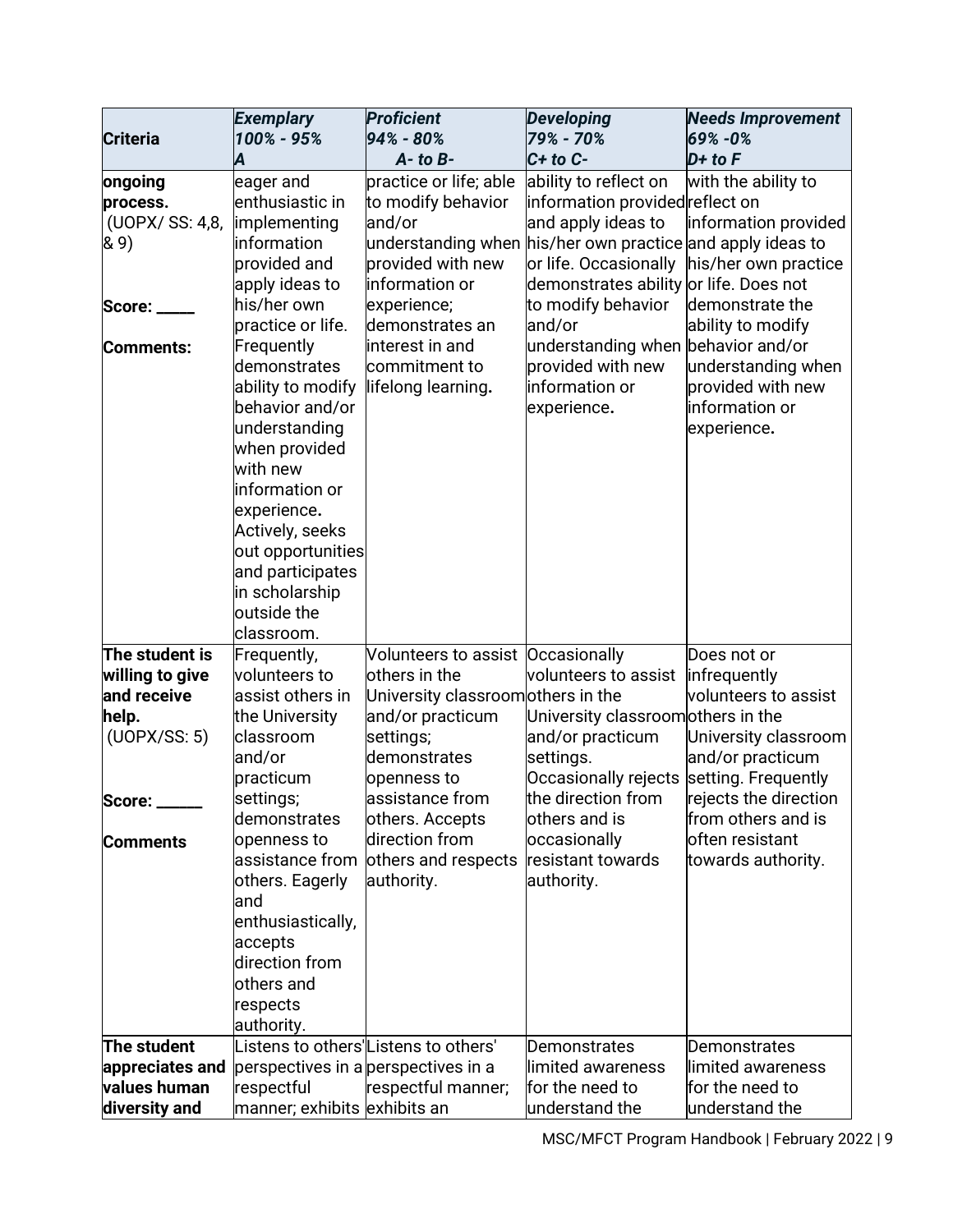| **Criteria** | ***Exemplary*** ***100% - 95%*** ***A*** | ***Proficient*** ***94% - 80%*** ***A- to B-*** | ***Developing*** ***79% - 70%*** ***C+ to C-*** | ***Needs Improvement*** ***69% -0%*** ***D+ to F*** |
|---|---|---|---|---|
| **ongoing process.** (UOPX/ SS: 4,8, & 9)<br><br>**Score: \_\_\_\_\_**<br><br>**Comments:** | eager and enthusiastic in implementing information provided and apply ideas to his/her own practice or life. Frequently demonstrates ability to modify behavior and/or understanding when provided with new information or experience**.** Actively, seeks out opportunities and participates in scholarship outside the classroom. | practice or life; able to modify behavior and/or understanding when provided with new information or experience; demonstrates an interest in and commitment to lifelong learning**.** | ability to reflect on information provided and apply ideas to his/her own practice or life. Occasionally demonstrates ability to modify behavior and/or understanding when provided with new information or experience**.** | with the ability to reflect on information provided and apply ideas to his/her own practice or life. Does not demonstrate the ability to modify behavior and/or understanding when provided with new information or experience**.** |
| **The student is willing to give and receive help.** (UOPX/SS: 5)<br><br>**Score: \_\_\_\_\_\_**<br><br>**Comments** | Frequently, volunteers to assist others in the University classroom and/or practicum settings; demonstrates openness to assistance from others. Eagerly and enthusiastically, accepts direction from others and respects authority. | Volunteers to assist others in the University classroom and/or practicum settings; demonstrates openness to assistance from others. Accepts direction from others and respects authority. | Occasionally volunteers to assist others in the University classroom and/or practicum settings. Occasionally rejects the direction from others and is occasionally resistant towards authority. | Does not or infrequently volunteers to assist others in the University classroom and/or practicum setting. Frequently rejects the direction from others and is often resistant towards authority. |
| **The student appreciates and values human diversity and** | Listens to others' perspectives in a respectful manner; exhibits | Listens to others' perspectives in a respectful manner; exhibits an | Demonstrates limited awareness for the need to understand the | Demonstrates limited awareness for the need to understand the |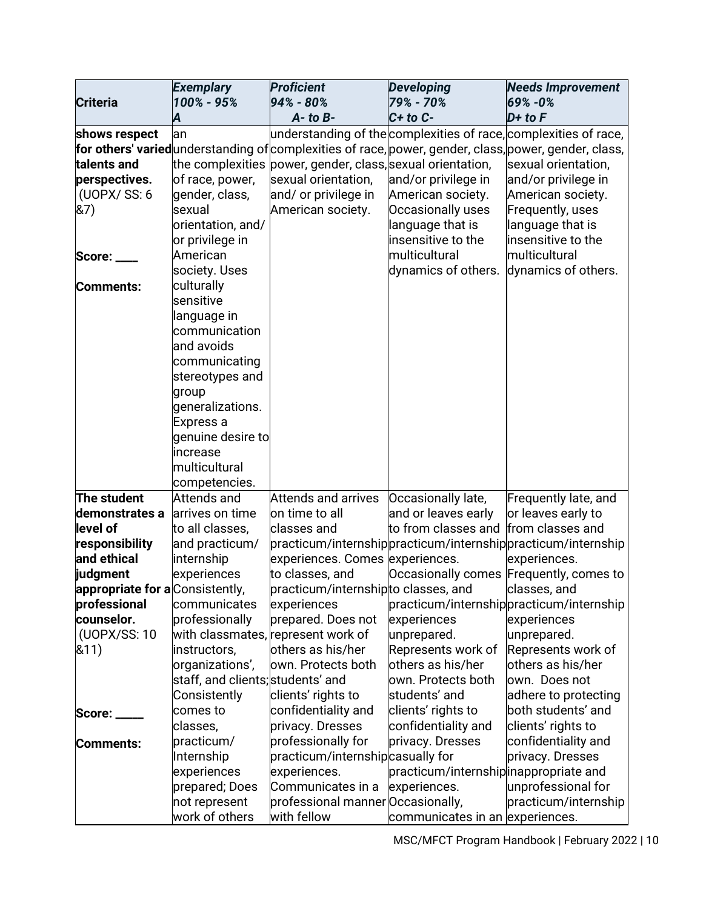| Criteria | *Exemplary 100% - 95% A* | *Proficient 94% - 80% A- to B-* | *Developing 79% - 70% C+ to C-* | *Needs Improvement 69% -0% D+ to F* |
|---|---|---|---|---|
| **shows respect for others' varied talents and perspectives.** (UOPX/ SS: 6 &7)<br><br>**Score: ____**<br><br>**Comments:** | an understanding of the complexities of race, power, gender, class, sexual orientation, and/ or privilege in American society. Uses culturally sensitive language in communication and avoids communicating stereotypes and group generalizations. Express a genuine desire to increase multicultural competencies. | understanding of the complexities of race, power, gender, class, sexual orientation, and/ or privilege in American society. | complexities of race, power, gender, class, sexual orientation, and/or privilege in American society. Occasionally uses language that is insensitive to the multicultural dynamics of others. | complexities of race, power, gender, class, sexual orientation, and/or privilege in American society. Frequently, uses language that is insensitive to the multicultural dynamics of others. |
| **The student demonstrates a level of responsibility and ethical judgment appropriate for a professional counselor.** (UOPX/SS: 10 &11)<br><br>**Score: _____**<br><br>**Comments:** | Attends and arrives on time to all classes, and practicum/ internship experiences Consistently, communicates professionally with classmates, instructors, organizations', staff, and clients; Consistently comes to classes, practicum/ Internship experiences prepared; Does not represent work of others | Attends and arrives on time to all classes and practicum/internship experiences. Comes to classes, and practicum/internship experiences prepared. Does not represent work of others as his/her own. Protects both students' and clients' rights to confidentiality and privacy. Dresses professionally for practicum/internship experiences. Communicates in a professional manner with fellow | Occasionally late, and or leaves early to from classes and practicum/internship experiences. Occasionally comes to classes, and practicum/internship experiences unprepared. Represents work of others as his/her own. Protects both students' and clients' rights to confidentiality and privacy. Dresses casually for practicum/internship experiences. Occasionally, communicates in an | Frequently late, and or leaves early to from classes and practicum/internship experiences. Frequently, comes to classes, and practicum/internship experiences unprepared. Represents work of others as his/her own. Does not adhere to protecting both students' and clients' rights to confidentiality and privacy. Dresses inappropriate and unprofessional for practicum/internship experiences. |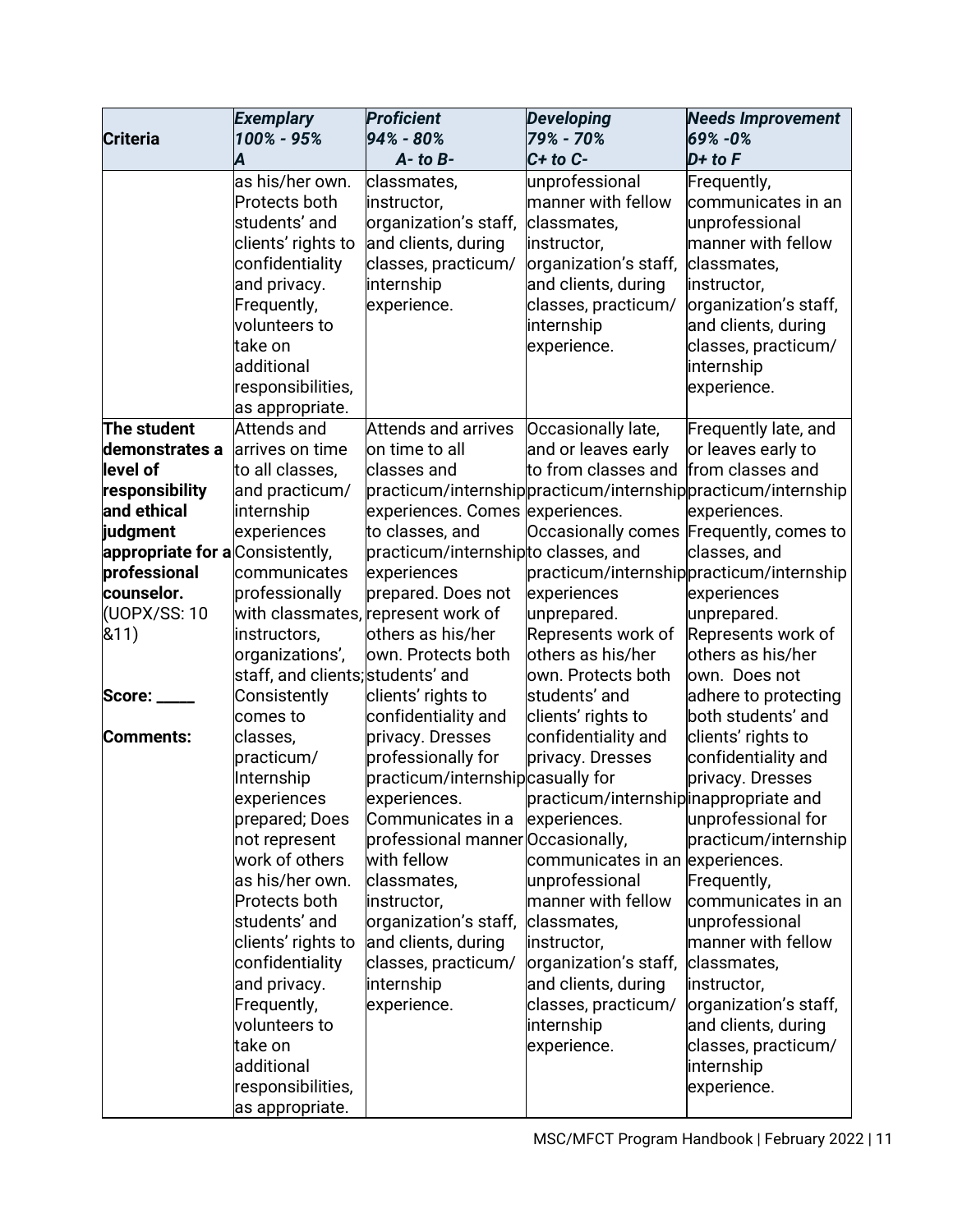| Criteria | *Exemplary 100% - 95% A* | *Proficient 94% - 80% A- to B-* | *Developing 79% - 70% C+ to C-* | *Needs Improvement 69% -0% D+ to F* |
|---|---|---|---|---|
| | as his/her own. Protects both students' and clients' rights to confidentiality and privacy. Frequently, volunteers to take on additional responsibilities, as appropriate. | classmates, instructor, organization's staff, and clients, during classes, practicum/ internship experience. | unprofessional manner with fellow classmates, instructor, organization's staff, and clients, during classes, practicum/ internship experience. | Frequently, communicates in an unprofessional manner with fellow classmates, instructor, organization's staff, and clients, during classes, practicum/ internship experience. |
| **The student demonstrates a level of responsibility and ethical judgment appropriate for a professional counselor.** (UOPX/SS: 10 &11)<br><br>**Score: \_\_\_\_\_**<br><br>**Comments:** | Attends and arrives on time to all classes, and practicum/ internship experiences Consistently, communicates professionally with classmates, instructors, organizations', staff, and clients; Consistently comes to classes, practicum/ Internship experiences prepared; Does not represent work of others as his/her own. Protects both students' and clients' rights to confidentiality and privacy. Frequently, volunteers to take on additional responsibilities, as appropriate. | Attends and arrives on time to all classes and practicum/internship experiences. Comes to classes, and practicum/internship experiences prepared. Does not represent work of others as his/her own. Protects both students' and clients' rights to confidentiality and privacy. Dresses professionally for practicum/internship experiences. Communicates in a professional manner with fellow classmates, instructor, organization's staff, and clients, during classes, practicum/ internship experience. | Occasionally late, and or leaves early to from classes and practicum/internship experiences. Occasionally comes to classes, and practicum/internship experiences unprepared. Represents work of others as his/her own. Protects both students' and clients' rights to confidentiality and privacy. Dresses casually for practicum/internship experiences. Occasionally, communicates in an unprofessional manner with fellow classmates, instructor, organization's staff, and clients, during classes, practicum/ internship experience. | Frequently late, and or leaves early to from classes and practicum/internship experiences. Frequently, comes to classes, and practicum/internship experiences unprepared. Represents work of others as his/her own. Does not adhere to protecting both students' and clients' rights to confidentiality and privacy. Dresses inappropriate and unprofessional for practicum/internship experiences. Frequently, communicates in an unprofessional manner with fellow classmates, instructor, organization's staff, and clients, during classes, practicum/ internship experience. |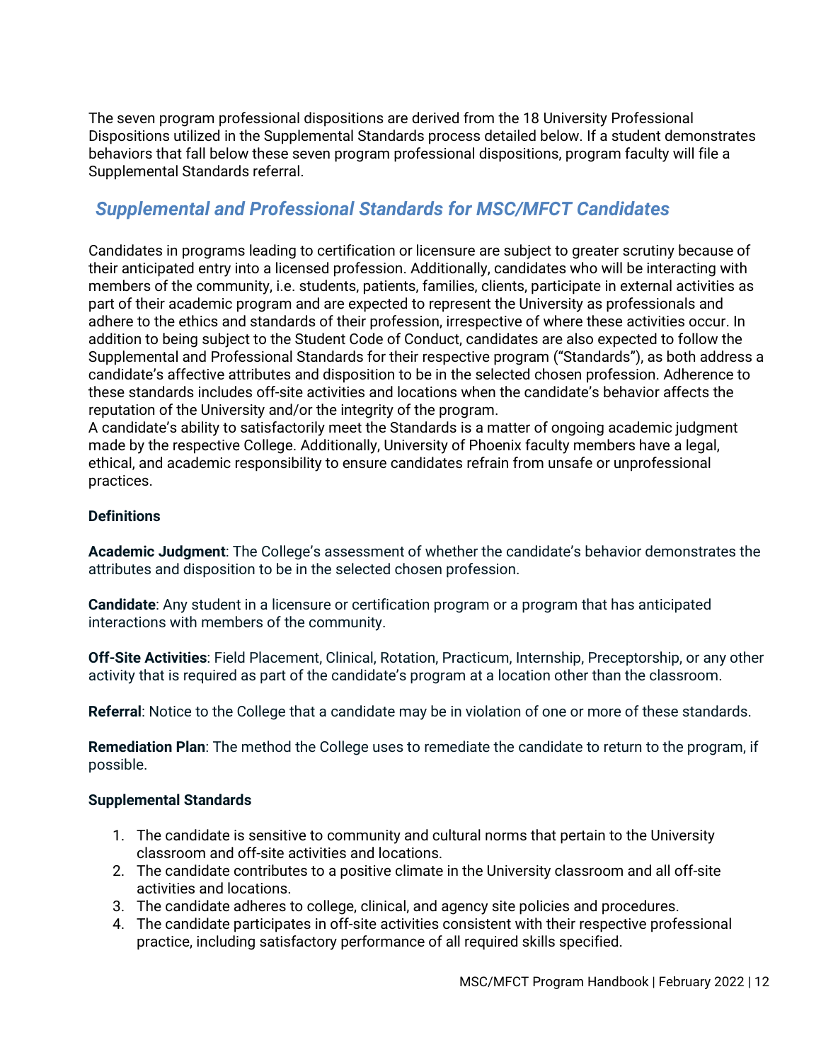The seven program professional dispositions are derived from the 18 University Professional Dispositions utilized in the Supplemental Standards process detailed below. If a student demonstrates behaviors that fall below these seven program professional dispositions, program faculty will file a Supplemental Standards referral.

## *Supplemental and Professional Standards for MSC/MFCT Candidates*

Candidates in programs leading to certification or licensure are subject to greater scrutiny because of their anticipated entry into a licensed profession. Additionally, candidates who will be interacting with members of the community, i.e. students, patients, families, clients, participate in external activities as part of their academic program and are expected to represent the University as professionals and adhere to the ethics and standards of their profession, irrespective of where these activities occur. In addition to being subject to the Student Code of Conduct, candidates are also expected to follow the Supplemental and Professional Standards for their respective program ("Standards"), as both address a candidate's affective attributes and disposition to be in the selected chosen profession. Adherence to these standards includes off-site activities and locations when the candidate's behavior affects the reputation of the University and/or the integrity of the program.

A candidate's ability to satisfactorily meet the Standards is a matter of ongoing academic judgment made by the respective College. Additionally, University of Phoenix faculty members have a legal, ethical, and academic responsibility to ensure candidates refrain from unsafe or unprofessional practices.

**Definitions**

**Academic Judgment**: The College's assessment of whether the candidate's behavior demonstrates the attributes and disposition to be in the selected chosen profession.

**Candidate**: Any student in a licensure or certification program or a program that has anticipated interactions with members of the community.

**Off-Site Activities**: Field Placement, Clinical, Rotation, Practicum, Internship, Preceptorship, or any other activity that is required as part of the candidate's program at a location other than the classroom.

**Referral**: Notice to the College that a candidate may be in violation of one or more of these standards.

**Remediation Plan**: The method the College uses to remediate the candidate to return to the program, if possible.

**Supplemental Standards**

1. The candidate is sensitive to community and cultural norms that pertain to the University classroom and off-site activities and locations.
2. The candidate contributes to a positive climate in the University classroom and all off-site activities and locations.
3. The candidate adheres to college, clinical, and agency site policies and procedures.
4. The candidate participates in off-site activities consistent with their respective professional practice, including satisfactory performance of all required skills specified.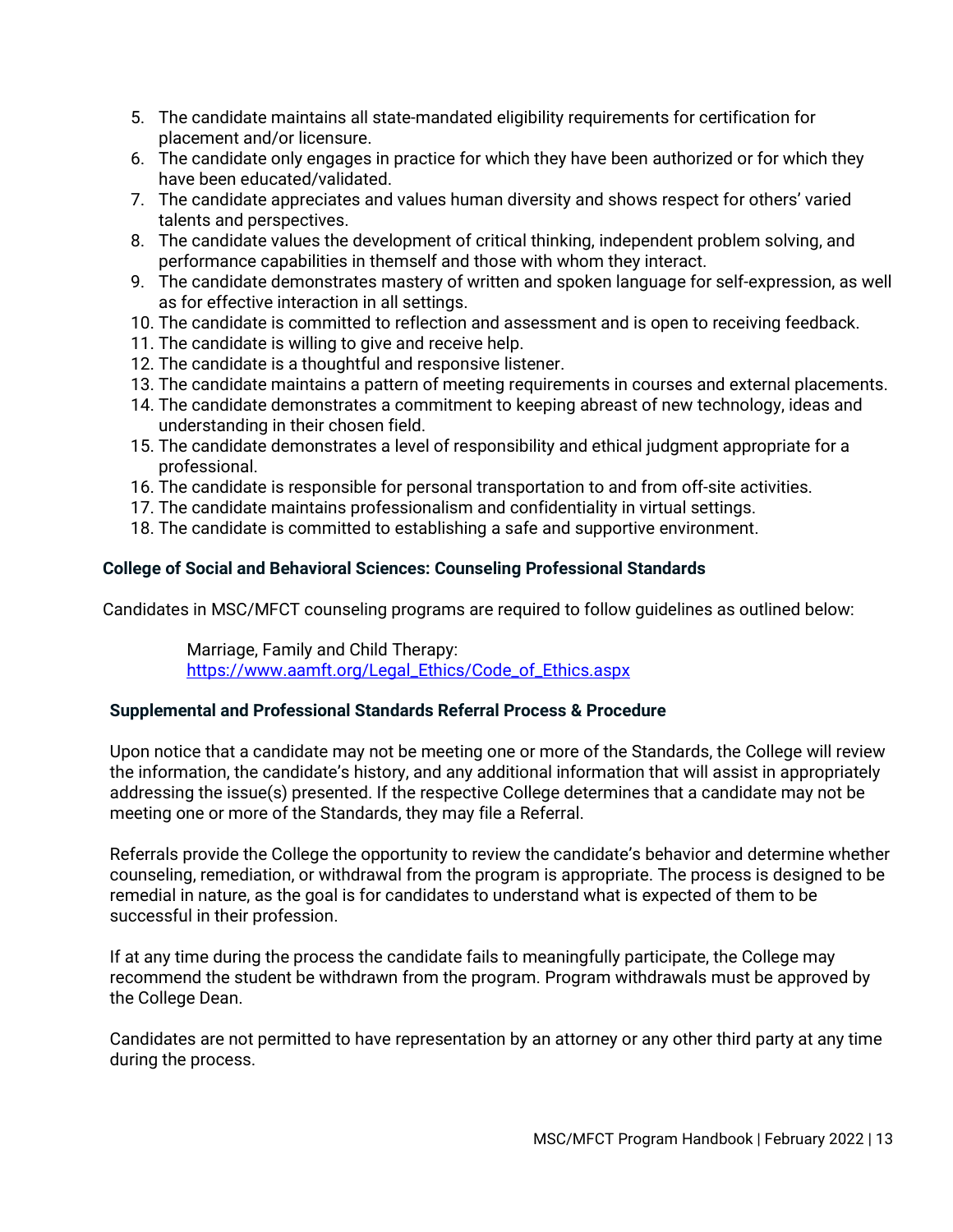5. The candidate maintains all state-mandated eligibility requirements for certification for placement and/or licensure.
6. The candidate only engages in practice for which they have been authorized or for which they have been educated/validated.
7. The candidate appreciates and values human diversity and shows respect for others' varied talents and perspectives.
8. The candidate values the development of critical thinking, independent problem solving, and performance capabilities in themself and those with whom they interact.
9. The candidate demonstrates mastery of written and spoken language for self-expression, as well as for effective interaction in all settings.
10. The candidate is committed to reflection and assessment and is open to receiving feedback.
11. The candidate is willing to give and receive help.
12. The candidate is a thoughtful and responsive listener.
13. The candidate maintains a pattern of meeting requirements in courses and external placements.
14. The candidate demonstrates a commitment to keeping abreast of new technology, ideas and understanding in their chosen field.
15. The candidate demonstrates a level of responsibility and ethical judgment appropriate for a professional.
16. The candidate is responsible for personal transportation to and from off-site activities.
17. The candidate maintains professionalism and confidentiality in virtual settings.
18. The candidate is committed to establishing a safe and supportive environment.

**College of Social and Behavioral Sciences: Counseling Professional Standards**

Candidates in MSC/MFCT counseling programs are required to follow guidelines as outlined below:

> Marriage, Family and Child Therapy:
> [https://www.aamft.org/Legal_Ethics/Code_of_Ethics.aspx](https://www.aamft.org/Legal_Ethics/Code_of_Ethics.aspx)

**Supplemental and Professional Standards Referral Process & Procedure**

Upon notice that a candidate may not be meeting one or more of the Standards, the College will review the information, the candidate's history, and any additional information that will assist in appropriately addressing the issue(s) presented. If the respective College determines that a candidate may not be meeting one or more of the Standards, they may file a Referral.

Referrals provide the College the opportunity to review the candidate's behavior and determine whether counseling, remediation, or withdrawal from the program is appropriate. The process is designed to be remedial in nature, as the goal is for candidates to understand what is expected of them to be successful in their profession.

If at any time during the process the candidate fails to meaningfully participate, the College may recommend the student be withdrawn from the program. Program withdrawals must be approved by the College Dean.

Candidates are not permitted to have representation by an attorney or any other third party at any time during the process.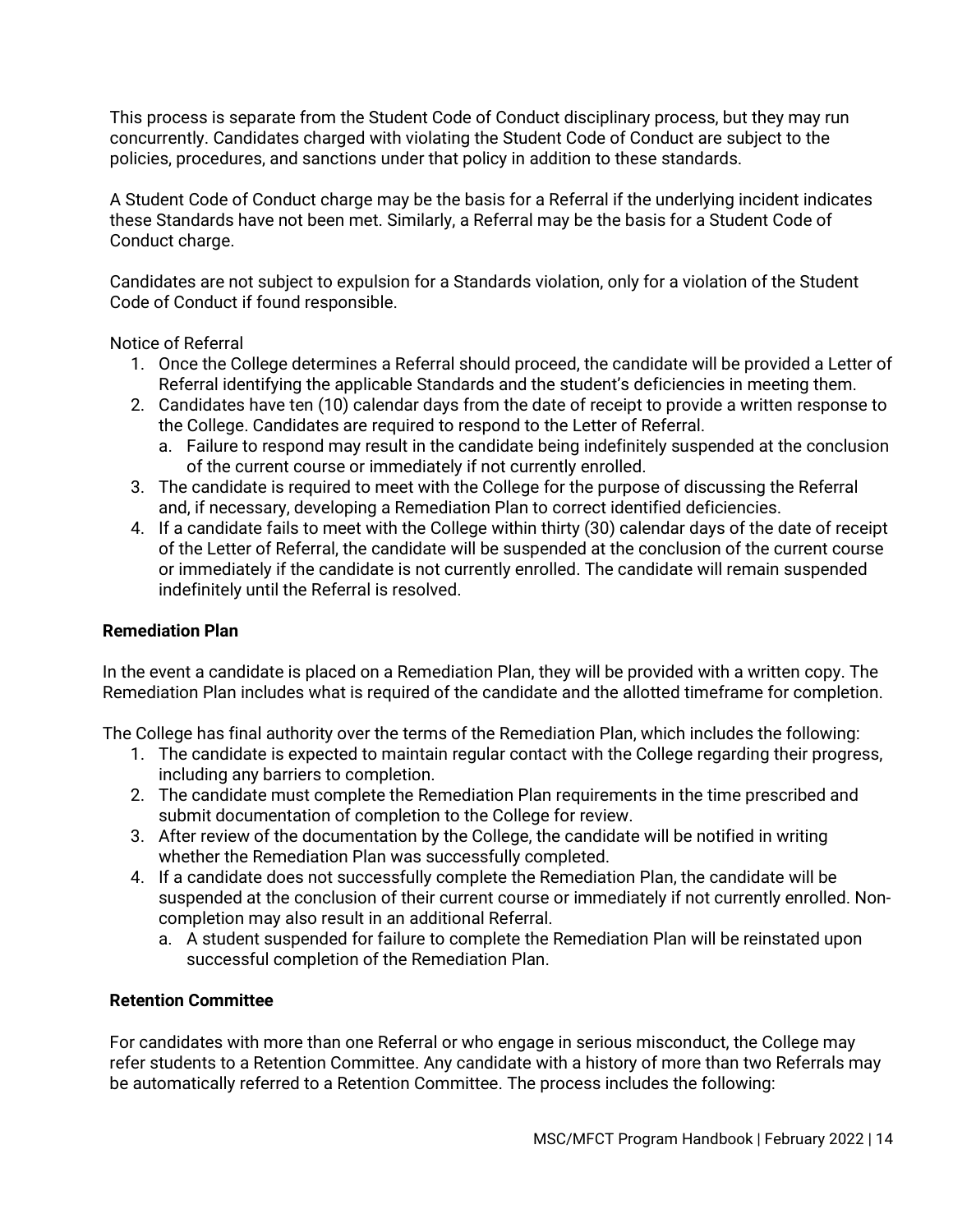This process is separate from the Student Code of Conduct disciplinary process, but they may run concurrently. Candidates charged with violating the Student Code of Conduct are subject to the policies, procedures, and sanctions under that policy in addition to these standards.

A Student Code of Conduct charge may be the basis for a Referral if the underlying incident indicates these Standards have not been met. Similarly, a Referral may be the basis for a Student Code of Conduct charge.

Candidates are not subject to expulsion for a Standards violation, only for a violation of the Student Code of Conduct if found responsible.

Notice of Referral

1. Once the College determines a Referral should proceed, the candidate will be provided a Letter of Referral identifying the applicable Standards and the student's deficiencies in meeting them.
2. Candidates have ten (10) calendar days from the date of receipt to provide a written response to the College. Candidates are required to respond to the Letter of Referral.
   a. Failure to respond may result in the candidate being indefinitely suspended at the conclusion of the current course or immediately if not currently enrolled.
3. The candidate is required to meet with the College for the purpose of discussing the Referral and, if necessary, developing a Remediation Plan to correct identified deficiencies.
4. If a candidate fails to meet with the College within thirty (30) calendar days of the date of receipt of the Letter of Referral, the candidate will be suspended at the conclusion of the current course or immediately if the candidate is not currently enrolled. The candidate will remain suspended indefinitely until the Referral is resolved.

**Remediation Plan**

In the event a candidate is placed on a Remediation Plan, they will be provided with a written copy. The Remediation Plan includes what is required of the candidate and the allotted timeframe for completion.

The College has final authority over the terms of the Remediation Plan, which includes the following:

1. The candidate is expected to maintain regular contact with the College regarding their progress, including any barriers to completion.
2. The candidate must complete the Remediation Plan requirements in the time prescribed and submit documentation of completion to the College for review.
3. After review of the documentation by the College, the candidate will be notified in writing whether the Remediation Plan was successfully completed.
4. If a candidate does not successfully complete the Remediation Plan, the candidate will be suspended at the conclusion of their current course or immediately if not currently enrolled. Non-completion may also result in an additional Referral.
   a. A student suspended for failure to complete the Remediation Plan will be reinstated upon successful completion of the Remediation Plan.

**Retention Committee**

For candidates with more than one Referral or who engage in serious misconduct, the College may refer students to a Retention Committee. Any candidate with a history of more than two Referrals may be automatically referred to a Retention Committee. The process includes the following: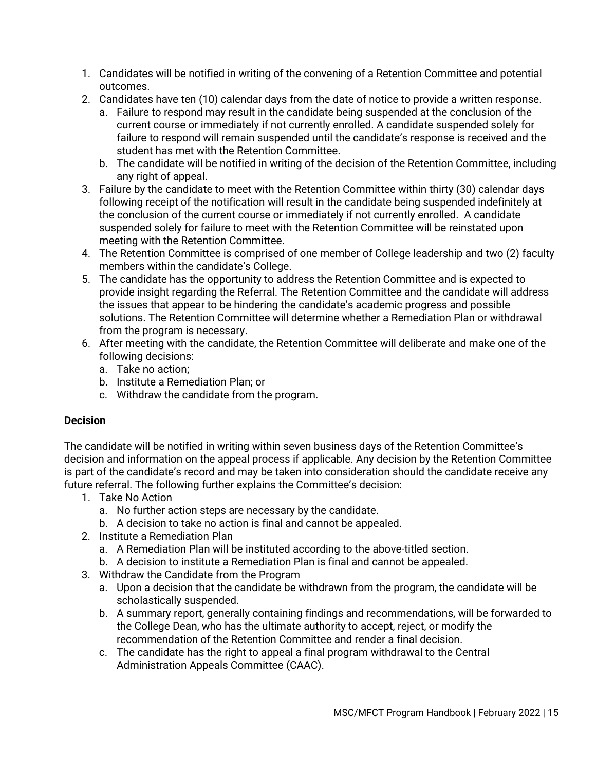1. Candidates will be notified in writing of the convening of a Retention Committee and potential outcomes.
2. Candidates have ten (10) calendar days from the date of notice to provide a written response.
   a. Failure to respond may result in the candidate being suspended at the conclusion of the current course or immediately if not currently enrolled. A candidate suspended solely for failure to respond will remain suspended until the candidate's response is received and the student has met with the Retention Committee.
   b. The candidate will be notified in writing of the decision of the Retention Committee, including any right of appeal.
3. Failure by the candidate to meet with the Retention Committee within thirty (30) calendar days following receipt of the notification will result in the candidate being suspended indefinitely at the conclusion of the current course or immediately if not currently enrolled. A candidate suspended solely for failure to meet with the Retention Committee will be reinstated upon meeting with the Retention Committee.
4. The Retention Committee is comprised of one member of College leadership and two (2) faculty members within the candidate's College.
5. The candidate has the opportunity to address the Retention Committee and is expected to provide insight regarding the Referral. The Retention Committee and the candidate will address the issues that appear to be hindering the candidate's academic progress and possible solutions. The Retention Committee will determine whether a Remediation Plan or withdrawal from the program is necessary.
6. After meeting with the candidate, the Retention Committee will deliberate and make one of the following decisions:
   a. Take no action;
   b. Institute a Remediation Plan; or
   c. Withdraw the candidate from the program.

**Decision**

The candidate will be notified in writing within seven business days of the Retention Committee's decision and information on the appeal process if applicable. Any decision by the Retention Committee is part of the candidate's record and may be taken into consideration should the candidate receive any future referral. The following further explains the Committee's decision:

1. Take No Action
   a. No further action steps are necessary by the candidate.
   b. A decision to take no action is final and cannot be appealed.
2. Institute a Remediation Plan
   a. A Remediation Plan will be instituted according to the above-titled section.
   b. A decision to institute a Remediation Plan is final and cannot be appealed.
3. Withdraw the Candidate from the Program
   a. Upon a decision that the candidate be withdrawn from the program, the candidate will be scholastically suspended.
   b. A summary report, generally containing findings and recommendations, will be forwarded to the College Dean, who has the ultimate authority to accept, reject, or modify the recommendation of the Retention Committee and render a final decision.
   c. The candidate has the right to appeal a final program withdrawal to the Central Administration Appeals Committee (CAAC).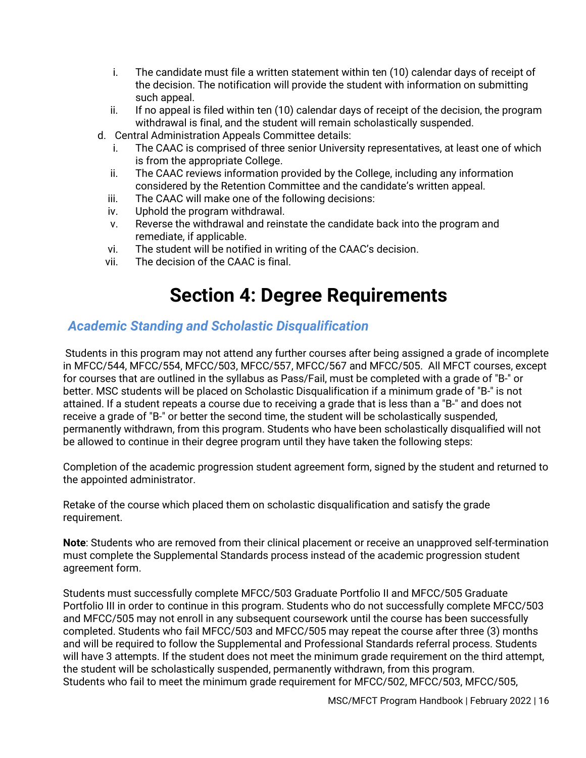i. The candidate must file a written statement within ten (10) calendar days of receipt of the decision. The notification will provide the student with information on submitting such appeal.
   ii. If no appeal is filed within ten (10) calendar days of receipt of the decision, the program withdrawal is final, and the student will remain scholastically suspended.

d. Central Administration Appeals Committee details:
   i. The CAAC is comprised of three senior University representatives, at least one of which is from the appropriate College.
   ii. The CAAC reviews information provided by the College, including any information considered by the Retention Committee and the candidate's written appeal.
   iii. The CAAC will make one of the following decisions:
   iv. Uphold the program withdrawal.
   v. Reverse the withdrawal and reinstate the candidate back into the program and remediate, if applicable.
   vi. The student will be notified in writing of the CAAC's decision.
   vii. The decision of the CAAC is final.

# Section 4: Degree Requirements

## *Academic Standing and Scholastic Disqualification*

Students in this program may not attend any further courses after being assigned a grade of incomplete in MFCC/544, MFCC/554, MFCC/503, MFCC/557, MFCC/567 and MFCC/505. All MFCT courses, except for courses that are outlined in the syllabus as Pass/Fail, must be completed with a grade of "B-" or better. MSC students will be placed on Scholastic Disqualification if a minimum grade of "B-" is not attained. If a student repeats a course due to receiving a grade that is less than a "B-" and does not receive a grade of "B-" or better the second time, the student will be scholastically suspended, permanently withdrawn, from this program. Students who have been scholastically disqualified will not be allowed to continue in their degree program until they have taken the following steps:

Completion of the academic progression student agreement form, signed by the student and returned to the appointed administrator.

Retake of the course which placed them on scholastic disqualification and satisfy the grade requirement.

**Note**: Students who are removed from their clinical placement or receive an unapproved self-termination must complete the Supplemental Standards process instead of the academic progression student agreement form.

Students must successfully complete MFCC/503 Graduate Portfolio II and MFCC/505 Graduate Portfolio III in order to continue in this program. Students who do not successfully complete MFCC/503 and MFCC/505 may not enroll in any subsequent coursework until the course has been successfully completed. Students who fail MFCC/503 and MFCC/505 may repeat the course after three (3) months and will be required to follow the Supplemental and Professional Standards referral process. Students will have 3 attempts. If the student does not meet the minimum grade requirement on the third attempt, the student will be scholastically suspended, permanently withdrawn, from this program.
Students who fail to meet the minimum grade requirement for MFCC/502, MFCC/503, MFCC/505,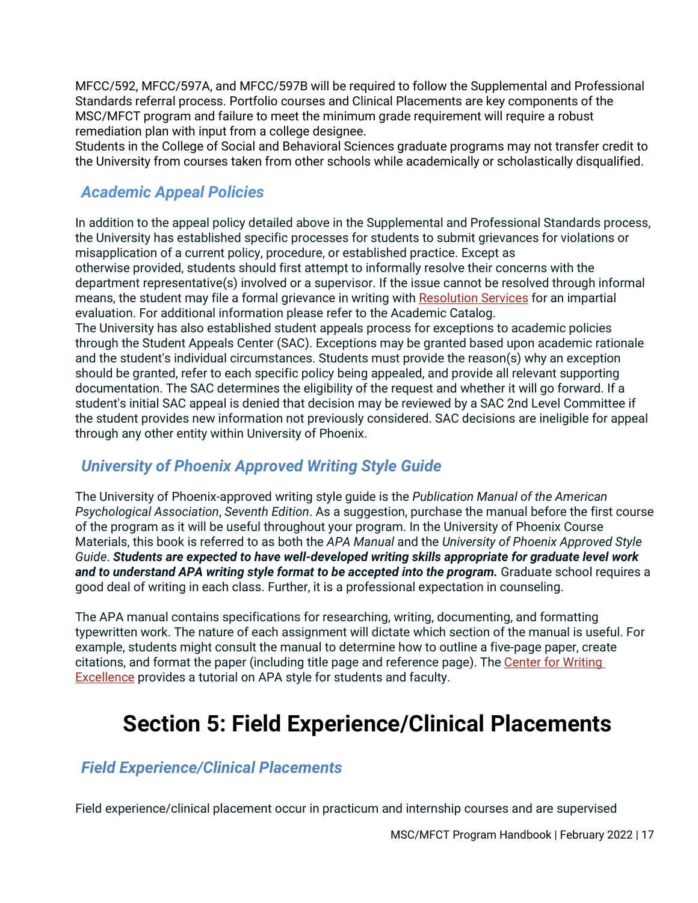MFCC/592, MFCC/597A, and MFCC/597B will be required to follow the Supplemental and Professional Standards referral process. Portfolio courses and Clinical Placements are key components of the MSC/MFCT program and failure to meet the minimum grade requirement will require a robust remediation plan with input from a college designee.
Students in the College of Social and Behavioral Sciences graduate programs may not transfer credit to the University from courses taken from other schools while academically or scholastically disqualified.

### *Academic Appeal Policies*

In addition to the appeal policy detailed above in the Supplemental and Professional Standards process, the University has established specific processes for students to submit grievances for violations or misapplication of a current policy, procedure, or established practice. Except as otherwise provided, students should first attempt to informally resolve their concerns with the department representative(s) involved or a supervisor. If the issue cannot be resolved through informal means, the student may file a formal grievance in writing with Resolution Services for an impartial evaluation. For additional information please refer to the Academic Catalog.
The University has also established student appeals process for exceptions to academic policies through the Student Appeals Center (SAC). Exceptions may be granted based upon academic rationale and the student's individual circumstances. Students must provide the reason(s) why an exception should be granted, refer to each specific policy being appealed, and provide all relevant supporting documentation. The SAC determines the eligibility of the request and whether it will go forward. If a student's initial SAC appeal is denied that decision may be reviewed by a SAC 2nd Level Committee if the student provides new information not previously considered. SAC decisions are ineligible for appeal through any other entity within University of Phoenix.

### *University of Phoenix Approved Writing Style Guide*

The University of Phoenix-approved writing style guide is the *Publication Manual of the American Psychological Association*, *Seventh Edition*. As a suggestion, purchase the manual before the first course of the program as it will be useful throughout your program. In the University of Phoenix Course Materials, this book is referred to as both the *APA Manual* and the *University of Phoenix Approved Style Guide*. ***Students are expected to have well-developed writing skills appropriate for graduate level work and to understand APA writing style format to be accepted into the program.*** Graduate school requires a good deal of writing in each class. Further, it is a professional expectation in counseling.

The APA manual contains specifications for researching, writing, documenting, and formatting typewritten work. The nature of each assignment will dictate which section of the manual is useful. For example, students might consult the manual to determine how to outline a five-page paper, create citations, and format the paper (including title page and reference page). The Center for Writing Excellence provides a tutorial on APA style for students and faculty.

# Section 5: Field Experience/Clinical Placements

### *Field Experience/Clinical Placements*

Field experience/clinical placement occur in practicum and internship courses and are supervised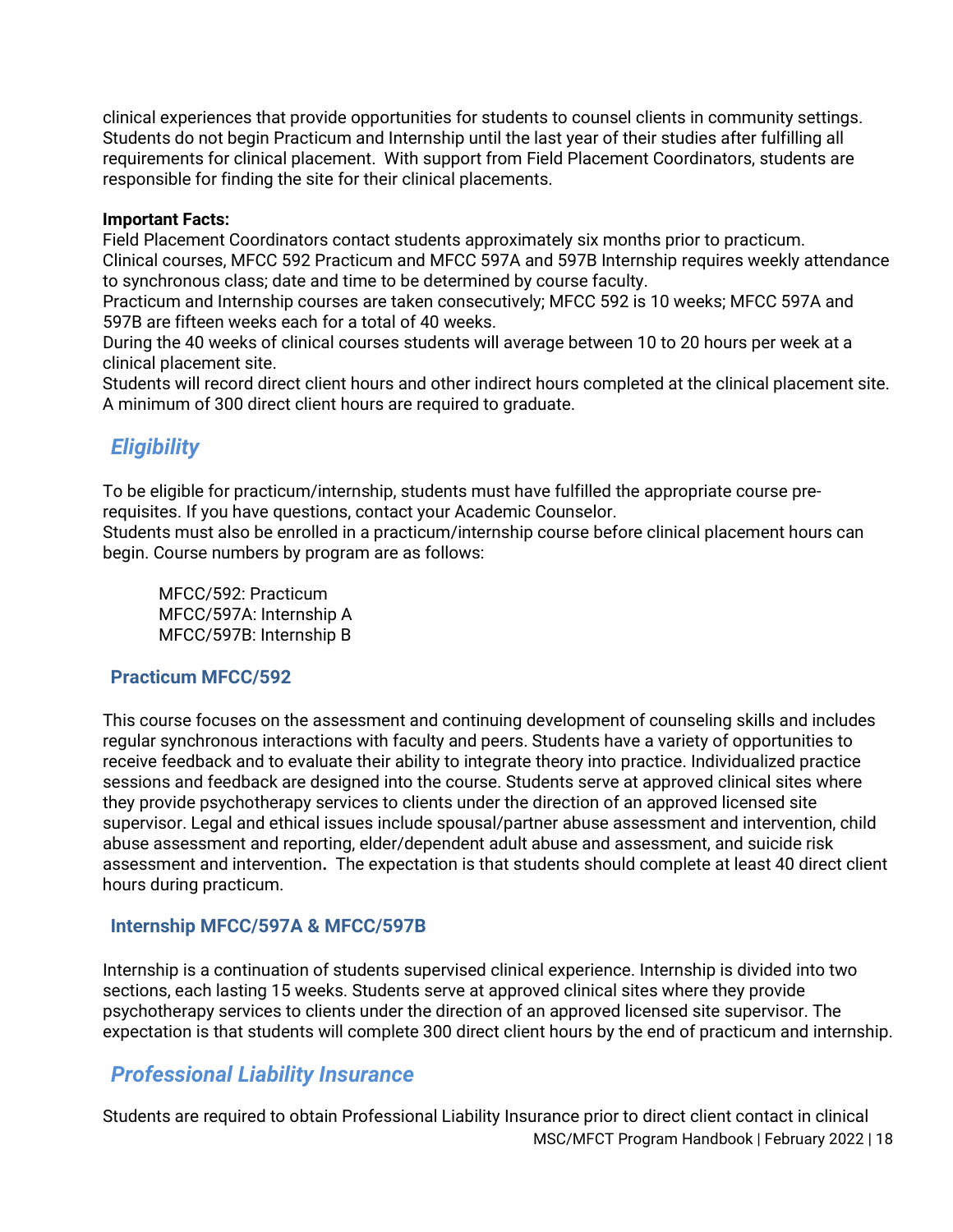clinical experiences that provide opportunities for students to counsel clients in community settings. Students do not begin Practicum and Internship until the last year of their studies after fulfilling all requirements for clinical placement. With support from Field Placement Coordinators, students are responsible for finding the site for their clinical placements.

**Important Facts:**

Field Placement Coordinators contact students approximately six months prior to practicum.
Clinical courses, MFCC 592 Practicum and MFCC 597A and 597B Internship requires weekly attendance to synchronous class; date and time to be determined by course faculty.
Practicum and Internship courses are taken consecutively; MFCC 592 is 10 weeks; MFCC 597A and 597B are fifteen weeks each for a total of 40 weeks.
During the 40 weeks of clinical courses students will average between 10 to 20 hours per week at a clinical placement site.
Students will record direct client hours and other indirect hours completed at the clinical placement site. A minimum of 300 direct client hours are required to graduate.

## *Eligibility*

To be eligible for practicum/internship, students must have fulfilled the appropriate course pre-requisites. If you have questions, contact your Academic Counselor.
Students must also be enrolled in a practicum/internship course before clinical placement hours can begin. Course numbers by program are as follows:

MFCC/592: Practicum
MFCC/597A: Internship A
MFCC/597B: Internship B

### Practicum MFCC/592

This course focuses on the assessment and continuing development of counseling skills and includes regular synchronous interactions with faculty and peers. Students have a variety of opportunities to receive feedback and to evaluate their ability to integrate theory into practice. Individualized practice sessions and feedback are designed into the course. Students serve at approved clinical sites where they provide psychotherapy services to clients under the direction of an approved licensed site supervisor. Legal and ethical issues include spousal/partner abuse assessment and intervention, child abuse assessment and reporting, elder/dependent adult abuse and assessment, and suicide risk assessment and intervention**.** The expectation is that students should complete at least 40 direct client hours during practicum.

### Internship MFCC/597A & MFCC/597B

Internship is a continuation of students supervised clinical experience. Internship is divided into two sections, each lasting 15 weeks. Students serve at approved clinical sites where they provide psychotherapy services to clients under the direction of an approved licensed site supervisor. The expectation is that students will complete 300 direct client hours by the end of practicum and internship.

## *Professional Liability Insurance*

Students are required to obtain Professional Liability Insurance prior to direct client contact in clinical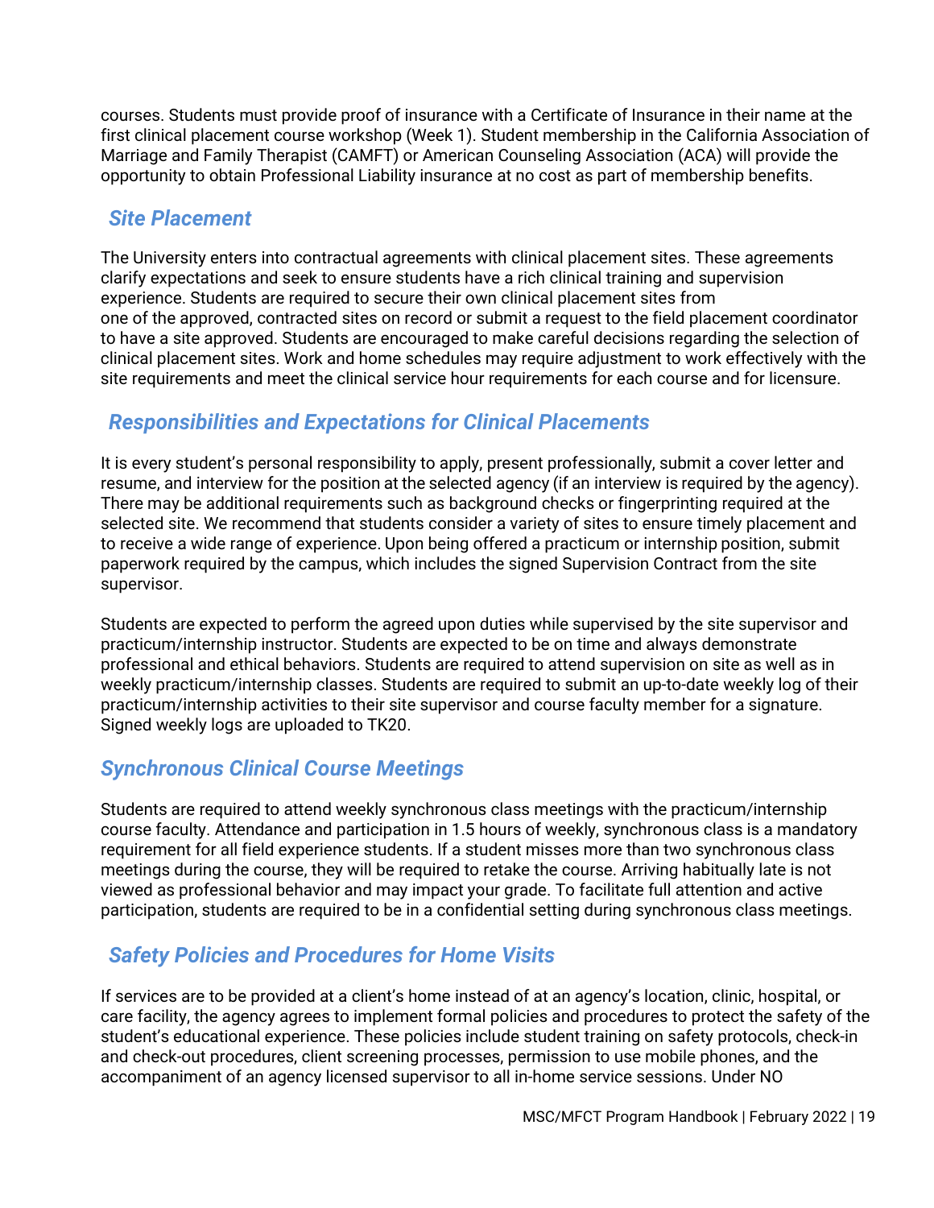courses. Students must provide proof of insurance with a Certificate of Insurance in their name at the first clinical placement course workshop (Week 1). Student membership in the California Association of Marriage and Family Therapist (CAMFT) or American Counseling Association (ACA) will provide the opportunity to obtain Professional Liability insurance at no cost as part of membership benefits.

## *Site Placement*

The University enters into contractual agreements with clinical placement sites. These agreements clarify expectations and seek to ensure students have a rich clinical training and supervision experience. Students are required to secure their own clinical placement sites from one of the approved, contracted sites on record or submit a request to the field placement coordinator to have a site approved. Students are encouraged to make careful decisions regarding the selection of clinical placement sites. Work and home schedules may require adjustment to work effectively with the site requirements and meet the clinical service hour requirements for each course and for licensure.

## *Responsibilities and Expectations for Clinical Placements*

It is every student's personal responsibility to apply, present professionally, submit a cover letter and resume, and interview for the position at the selected agency (if an interview is required by the agency). There may be additional requirements such as background checks or fingerprinting required at the selected site. We recommend that students consider a variety of sites to ensure timely placement and to receive a wide range of experience. Upon being offered a practicum or internship position, submit paperwork required by the campus, which includes the signed Supervision Contract from the site supervisor.

Students are expected to perform the agreed upon duties while supervised by the site supervisor and practicum/internship instructor. Students are expected to be on time and always demonstrate professional and ethical behaviors. Students are required to attend supervision on site as well as in weekly practicum/internship classes. Students are required to submit an up-to-date weekly log of their practicum/internship activities to their site supervisor and course faculty member for a signature. Signed weekly logs are uploaded to TK20.

## *Synchronous Clinical Course Meetings*

Students are required to attend weekly synchronous class meetings with the practicum/internship course faculty. Attendance and participation in 1.5 hours of weekly, synchronous class is a mandatory requirement for all field experience students. If a student misses more than two synchronous class meetings during the course, they will be required to retake the course. Arriving habitually late is not viewed as professional behavior and may impact your grade. To facilitate full attention and active participation, students are required to be in a confidential setting during synchronous class meetings.

## *Safety Policies and Procedures for Home Visits*

If services are to be provided at a client's home instead of at an agency's location, clinic, hospital, or care facility, the agency agrees to implement formal policies and procedures to protect the safety of the student's educational experience. These policies include student training on safety protocols, check-in and check-out procedures, client screening processes, permission to use mobile phones, and the accompaniment of an agency licensed supervisor to all in-home service sessions. Under NO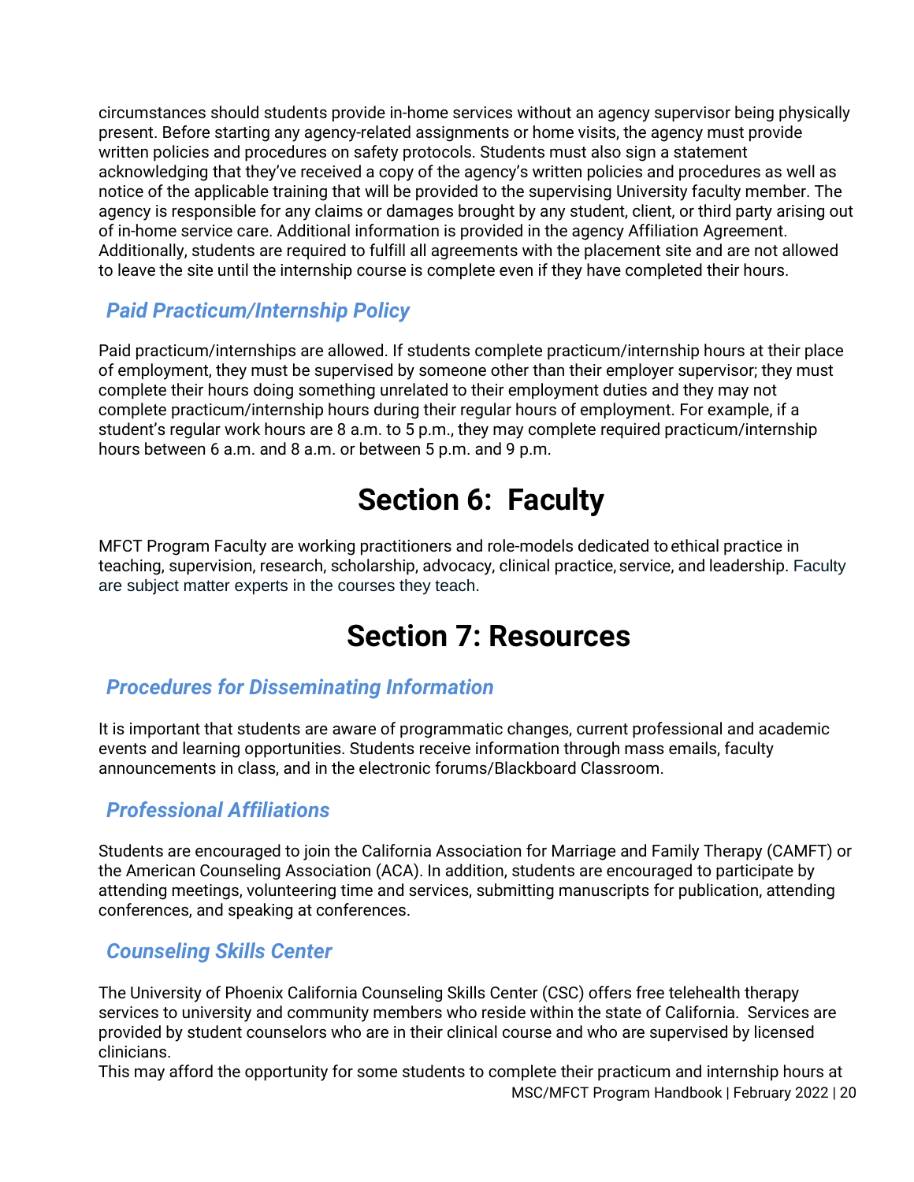circumstances should students provide in-home services without an agency supervisor being physically present. Before starting any agency-related assignments or home visits, the agency must provide written policies and procedures on safety protocols. Students must also sign a statement acknowledging that they've received a copy of the agency's written policies and procedures as well as notice of the applicable training that will be provided to the supervising University faculty member. The agency is responsible for any claims or damages brought by any student, client, or third party arising out of in-home service care. Additional information is provided in the agency Affiliation Agreement. Additionally, students are required to fulfill all agreements with the placement site and are not allowed to leave the site until the internship course is complete even if they have completed their hours.

### *Paid Practicum/Internship Policy*

Paid practicum/internships are allowed. If students complete practicum/internship hours at their place of employment, they must be supervised by someone other than their employer supervisor; they must complete their hours doing something unrelated to their employment duties and they may not complete practicum/internship hours during their regular hours of employment. For example, if a student's regular work hours are 8 a.m. to 5 p.m., they may complete required practicum/internship hours between 6 a.m. and 8 a.m. or between 5 p.m. and 9 p.m.

# Section 6: Faculty

MFCT Program Faculty are working practitioners and role-models dedicated to ethical practice in teaching, supervision, research, scholarship, advocacy, clinical practice, service, and leadership. Faculty are subject matter experts in the courses they teach.

# Section 7: Resources

### *Procedures for Disseminating Information*

It is important that students are aware of programmatic changes, current professional and academic events and learning opportunities. Students receive information through mass emails, faculty announcements in class, and in the electronic forums/Blackboard Classroom.

### *Professional Affiliations*

Students are encouraged to join the California Association for Marriage and Family Therapy (CAMFT) or the American Counseling Association (ACA). In addition, students are encouraged to participate by attending meetings, volunteering time and services, submitting manuscripts for publication, attending conferences, and speaking at conferences.

### *Counseling Skills Center*

The University of Phoenix California Counseling Skills Center (CSC) offers free telehealth therapy services to university and community members who reside within the state of California. Services are provided by student counselors who are in their clinical course and who are supervised by licensed clinicians.

This may afford the opportunity for some students to complete their practicum and internship hours at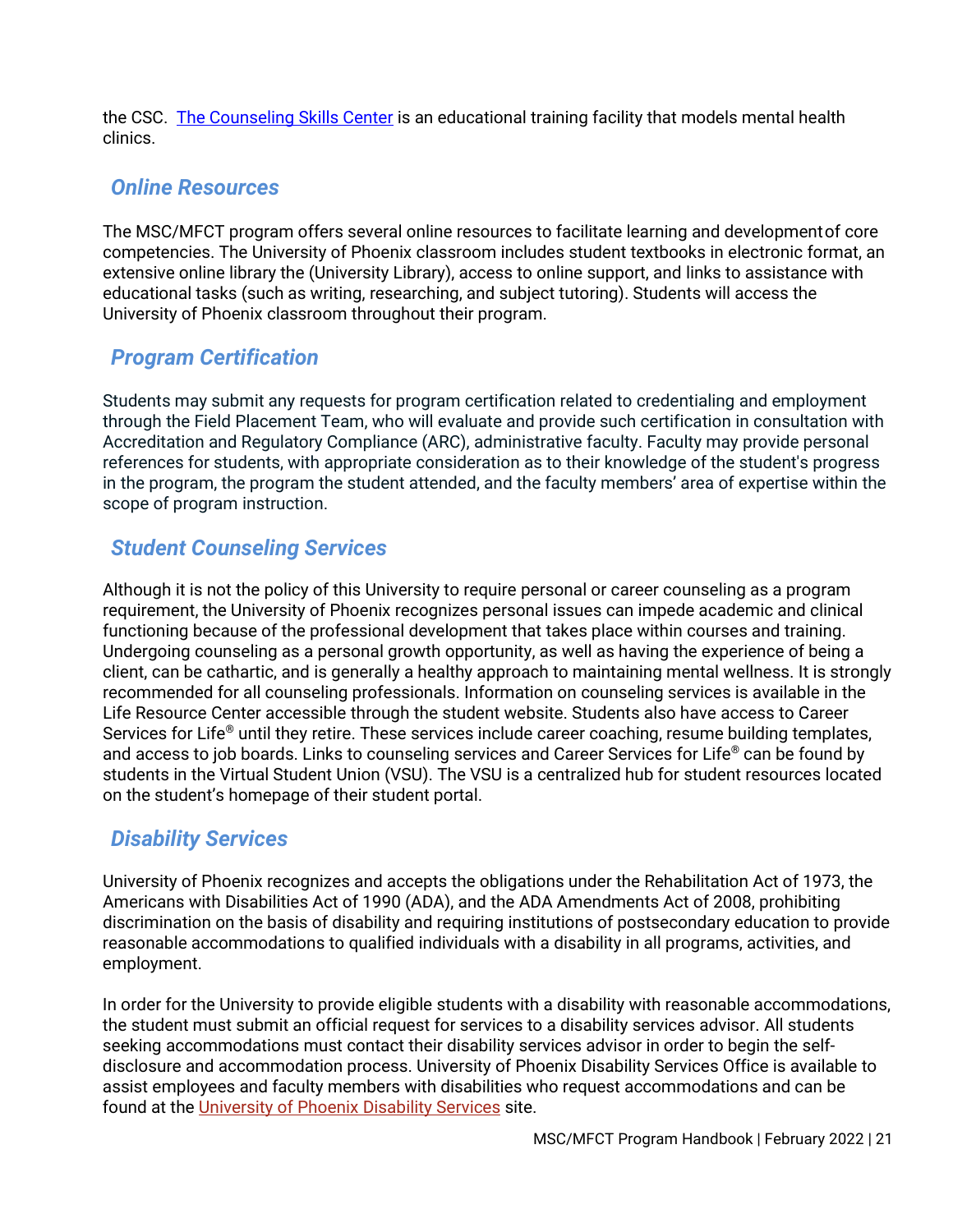the CSC. [The Counseling Skills Center] is an educational training facility that models mental health clinics.

## Online Resources

The MSC/MFCT program offers several online resources to facilitate learning and development of core competencies. The University of Phoenix classroom includes student textbooks in electronic format, an extensive online library the (University Library), access to online support, and links to assistance with educational tasks (such as writing, researching, and subject tutoring). Students will access the University of Phoenix classroom throughout their program.

## Program Certification

Students may submit any requests for program certification related to credentialing and employment through the Field Placement Team, who will evaluate and provide such certification in consultation with Accreditation and Regulatory Compliance (ARC), administrative faculty. Faculty may provide personal references for students, with appropriate consideration as to their knowledge of the student's progress in the program, the program the student attended, and the faculty members' area of expertise within the scope of program instruction.

## Student Counseling Services

Although it is not the policy of this University to require personal or career counseling as a program requirement, the University of Phoenix recognizes personal issues can impede academic and clinical functioning because of the professional development that takes place within courses and training. Undergoing counseling as a personal growth opportunity, as well as having the experience of being a client, can be cathartic, and is generally a healthy approach to maintaining mental wellness. It is strongly recommended for all counseling professionals. Information on counseling services is available in the Life Resource Center accessible through the student website. Students also have access to Career Services for Life® until they retire. These services include career coaching, resume building templates, and access to job boards. Links to counseling services and Career Services for Life® can be found by students in the Virtual Student Union (VSU). The VSU is a centralized hub for student resources located on the student's homepage of their student portal.

## Disability Services

University of Phoenix recognizes and accepts the obligations under the Rehabilitation Act of 1973, the Americans with Disabilities Act of 1990 (ADA), and the ADA Amendments Act of 2008, prohibiting discrimination on the basis of disability and requiring institutions of postsecondary education to provide reasonable accommodations to qualified individuals with a disability in all programs, activities, and employment.

In order for the University to provide eligible students with a disability with reasonable accommodations, the student must submit an official request for services to a disability services advisor. All students seeking accommodations must contact their disability services advisor in order to begin the self-disclosure and accommodation process. University of Phoenix Disability Services Office is available to assist employees and faculty members with disabilities who request accommodations and can be found at the [University of Phoenix Disability Services] site.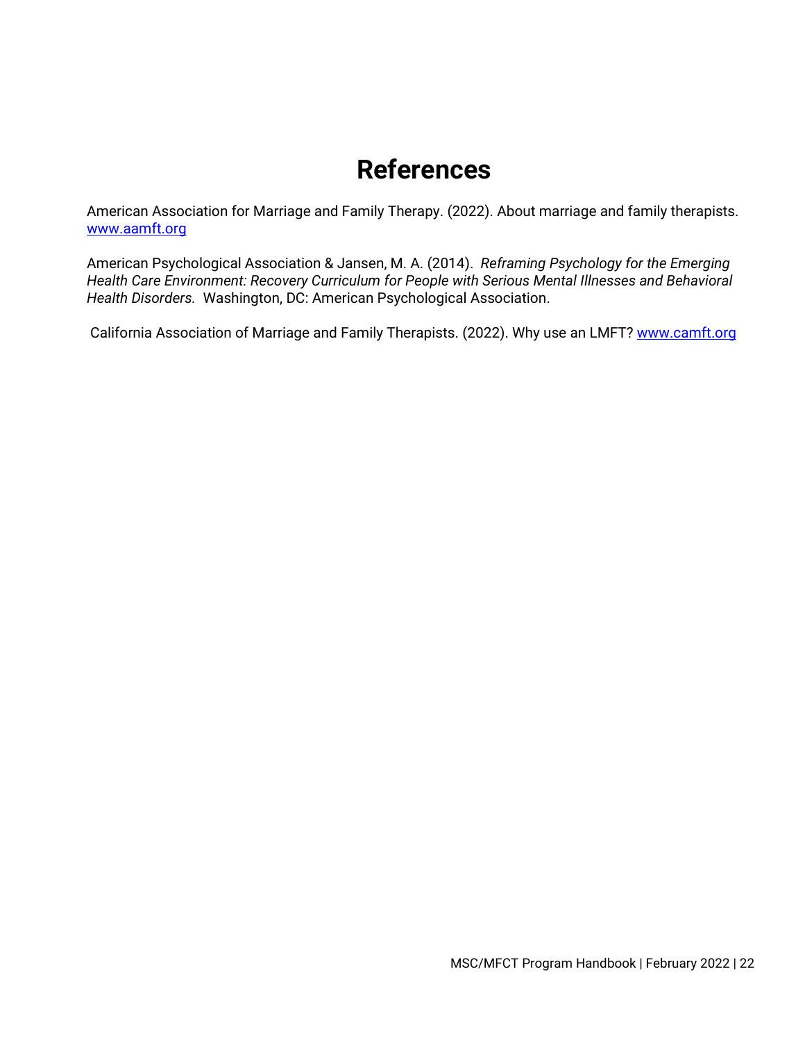# References

American Association for Marriage and Family Therapy. (2022). About marriage and family therapists. www.aamft.org

American Psychological Association & Jansen, M. A. (2014). *Reframing Psychology for the Emerging Health Care Environment: Recovery Curriculum for People with Serious Mental Illnesses and Behavioral Health Disorders.* Washington, DC: American Psychological Association.

California Association of Marriage and Family Therapists. (2022). Why use an LMFT? www.camft.org